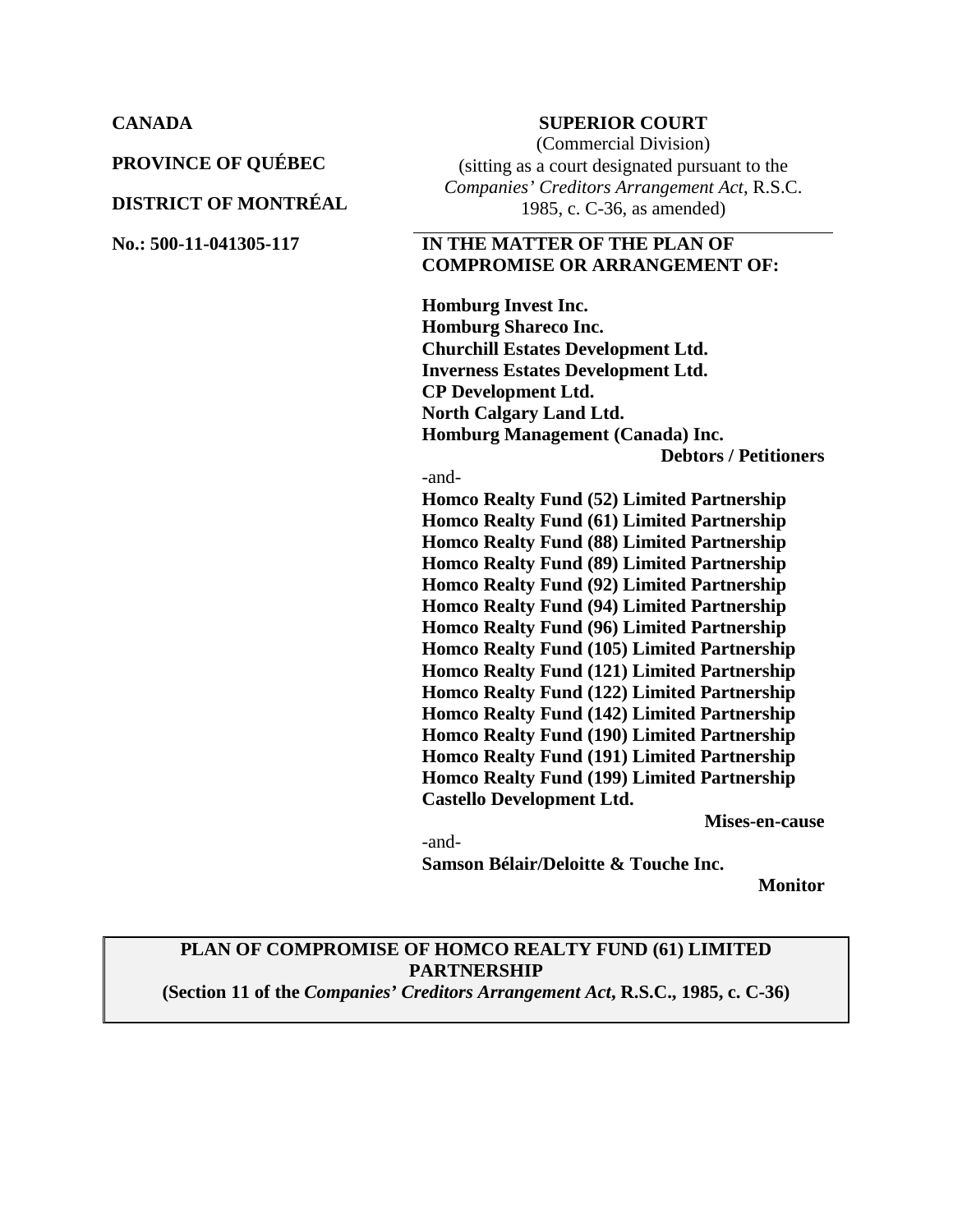**CANADA**

**PROVINCE OF QUÉBEC**

**DISTRICT OF MONTRÉAL**

**No.: 500-11-041305-117**

**SUPERIOR COURT**
(Commercial Division)
(sitting as a court designated pursuant to the *Companies' Creditors Arrangement Act*, R.S.C. 1985, c. C-36, as amended)

**IN THE MATTER OF THE PLAN OF COMPROMISE OR ARRANGEMENT OF:**

**Homburg Invest Inc.**
**Homburg Shareco Inc.**
**Churchill Estates Development Ltd.**
**Inverness Estates Development Ltd.**
**CP Development Ltd.**
**North Calgary Land Ltd.**
**Homburg Management (Canada) Inc.**

**Debtors / Petitioners**

-and-

**Homco Realty Fund (52) Limited Partnership**
**Homco Realty Fund (61) Limited Partnership**
**Homco Realty Fund (88) Limited Partnership**
**Homco Realty Fund (89) Limited Partnership**
**Homco Realty Fund (92) Limited Partnership**
**Homco Realty Fund (94) Limited Partnership**
**Homco Realty Fund (96) Limited Partnership**
**Homco Realty Fund (105) Limited Partnership**
**Homco Realty Fund (121) Limited Partnership**
**Homco Realty Fund (122) Limited Partnership**
**Homco Realty Fund (142) Limited Partnership**
**Homco Realty Fund (190) Limited Partnership**
**Homco Realty Fund (191) Limited Partnership**
**Homco Realty Fund (199) Limited Partnership**
**Castello Development Ltd.**

**Mises-en-cause**

-and-

**Samson Bélair/Deloitte & Touche Inc.**

**Monitor**

**PLAN OF COMPROMISE OF HOMCO REALTY FUND (61) LIMITED PARTNERSHIP**
**(Section 11 of the *Companies' Creditors Arrangement Act*, R.S.C., 1985, c. C-36)**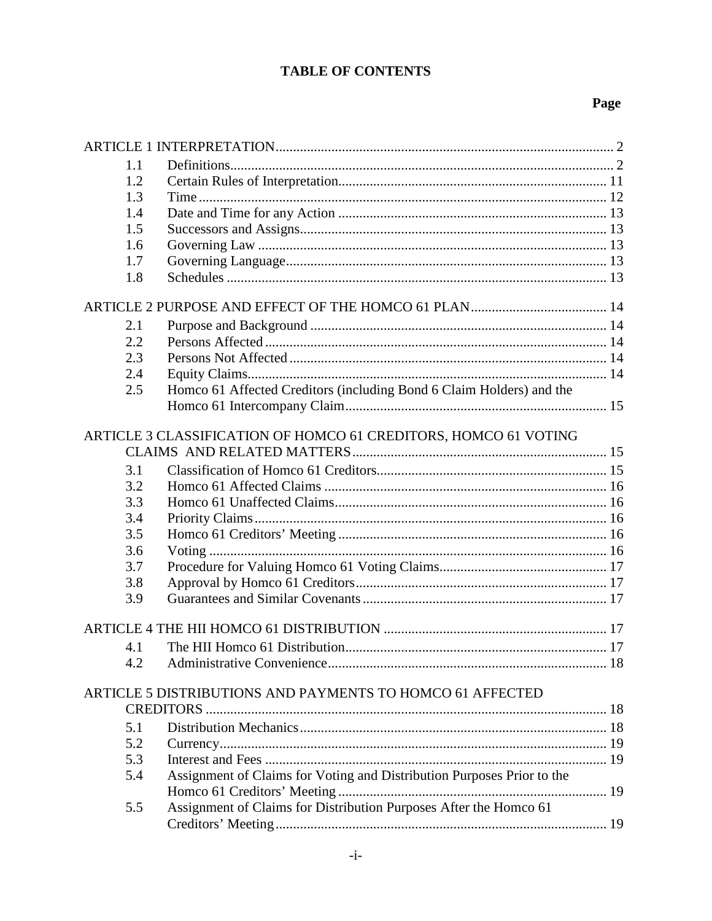# TABLE OF CONTENTS

| | | Page |
|---|---|---|
| ARTICLE 1 INTERPRETATION | | 2 |
| 1.1 | Definitions | 2 |
| 1.2 | Certain Rules of Interpretation | 11 |
| 1.3 | Time | 12 |
| 1.4 | Date and Time for any Action | 13 |
| 1.5 | Successors and Assigns | 13 |
| 1.6 | Governing Law | 13 |
| 1.7 | Governing Language | 13 |
| 1.8 | Schedules | 13 |
| ARTICLE 2 PURPOSE AND EFFECT OF THE HOMCO 61 PLAN | | 14 |
| 2.1 | Purpose and Background | 14 |
| 2.2 | Persons Affected | 14 |
| 2.3 | Persons Not Affected | 14 |
| 2.4 | Equity Claims | 14 |
| 2.5 | Homco 61 Affected Creditors (including Bond 6 Claim Holders) and the Homco 61 Intercompany Claim | 15 |
| ARTICLE 3 CLASSIFICATION OF HOMCO 61 CREDITORS, HOMCO 61 VOTING CLAIMS AND RELATED MATTERS | | 15 |
| 3.1 | Classification of Homco 61 Creditors | 15 |
| 3.2 | Homco 61 Affected Claims | 16 |
| 3.3 | Homco 61 Unaffected Claims | 16 |
| 3.4 | Priority Claims | 16 |
| 3.5 | Homco 61 Creditors' Meeting | 16 |
| 3.6 | Voting | 16 |
| 3.7 | Procedure for Valuing Homco 61 Voting Claims | 17 |
| 3.8 | Approval by Homco 61 Creditors | 17 |
| 3.9 | Guarantees and Similar Covenants | 17 |
| ARTICLE 4 THE HII HOMCO 61 DISTRIBUTION | | 17 |
| 4.1 | The HII Homco 61 Distribution | 17 |
| 4.2 | Administrative Convenience | 18 |
| ARTICLE 5 DISTRIBUTIONS AND PAYMENTS TO HOMCO 61 AFFECTED CREDITORS | | 18 |
| 5.1 | Distribution Mechanics | 18 |
| 5.2 | Currency | 19 |
| 5.3 | Interest and Fees | 19 |
| 5.4 | Assignment of Claims for Voting and Distribution Purposes Prior to the Homco 61 Creditors' Meeting | 19 |
| 5.5 | Assignment of Claims for Distribution Purposes After the Homco 61 Creditors' Meeting | 19 |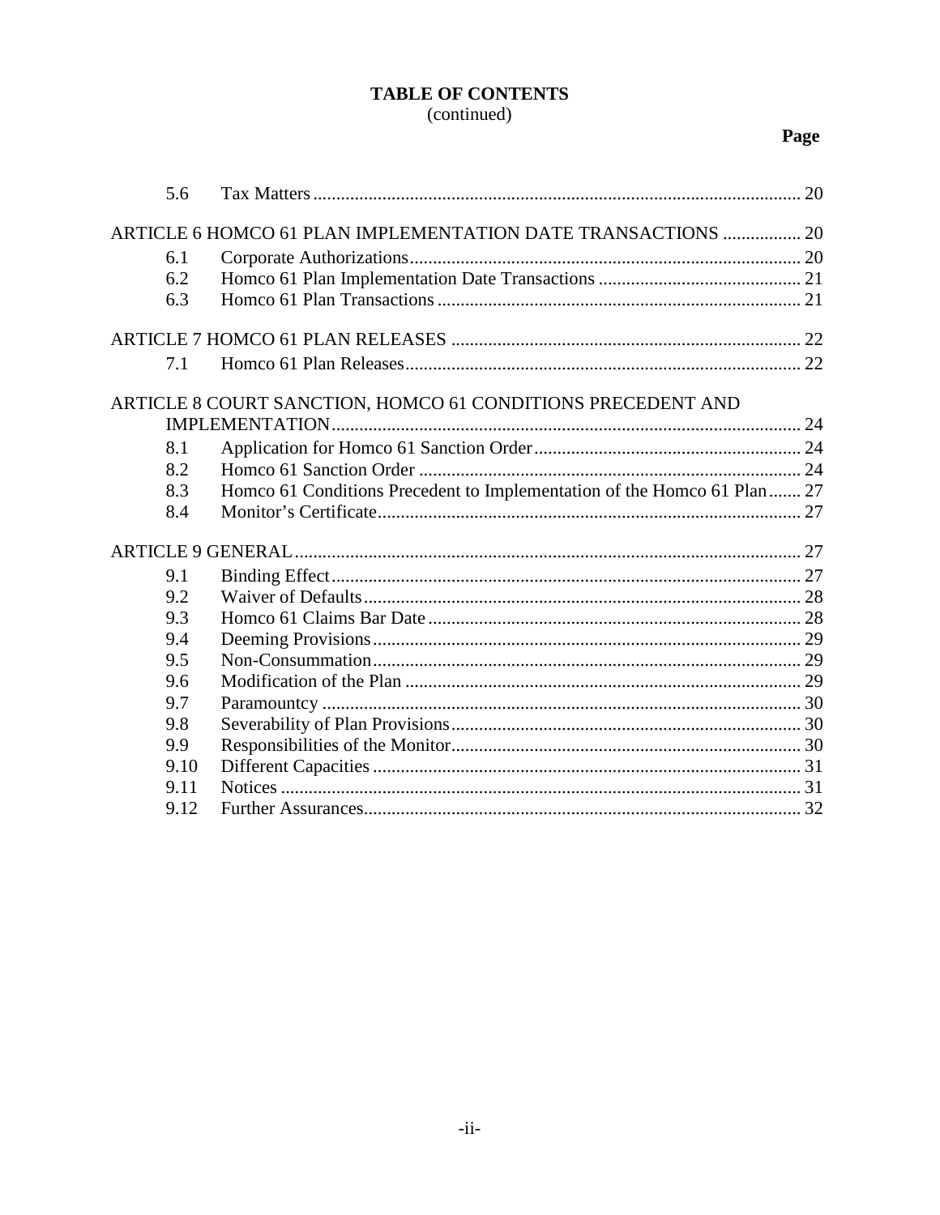**TABLE OF CONTENTS**
(continued)

| | | Page |
|---|---|---|
| 5.6 | Tax Matters | 20 |
| ARTICLE 6 HOMCO 61 PLAN IMPLEMENTATION DATE TRANSACTIONS | | 20 |
| 6.1 | Corporate Authorizations | 20 |
| 6.2 | Homco 61 Plan Implementation Date Transactions | 21 |
| 6.3 | Homco 61 Plan Transactions | 21 |
| ARTICLE 7 HOMCO 61 PLAN RELEASES | | 22 |
| 7.1 | Homco 61 Plan Releases | 22 |
| ARTICLE 8 COURT SANCTION, HOMCO 61 CONDITIONS PRECEDENT AND IMPLEMENTATION | | 24 |
| 8.1 | Application for Homco 61 Sanction Order | 24 |
| 8.2 | Homco 61 Sanction Order | 24 |
| 8.3 | Homco 61 Conditions Precedent to Implementation of the Homco 61 Plan | 27 |
| 8.4 | Monitor's Certificate | 27 |
| ARTICLE 9 GENERAL | | 27 |
| 9.1 | Binding Effect | 27 |
| 9.2 | Waiver of Defaults | 28 |
| 9.3 | Homco 61 Claims Bar Date | 28 |
| 9.4 | Deeming Provisions | 29 |
| 9.5 | Non-Consummation | 29 |
| 9.6 | Modification of the Plan | 29 |
| 9.7 | Paramountcy | 30 |
| 9.8 | Severability of Plan Provisions | 30 |
| 9.9 | Responsibilities of the Monitor | 30 |
| 9.10 | Different Capacities | 31 |
| 9.11 | Notices | 31 |
| 9.12 | Further Assurances | 32 |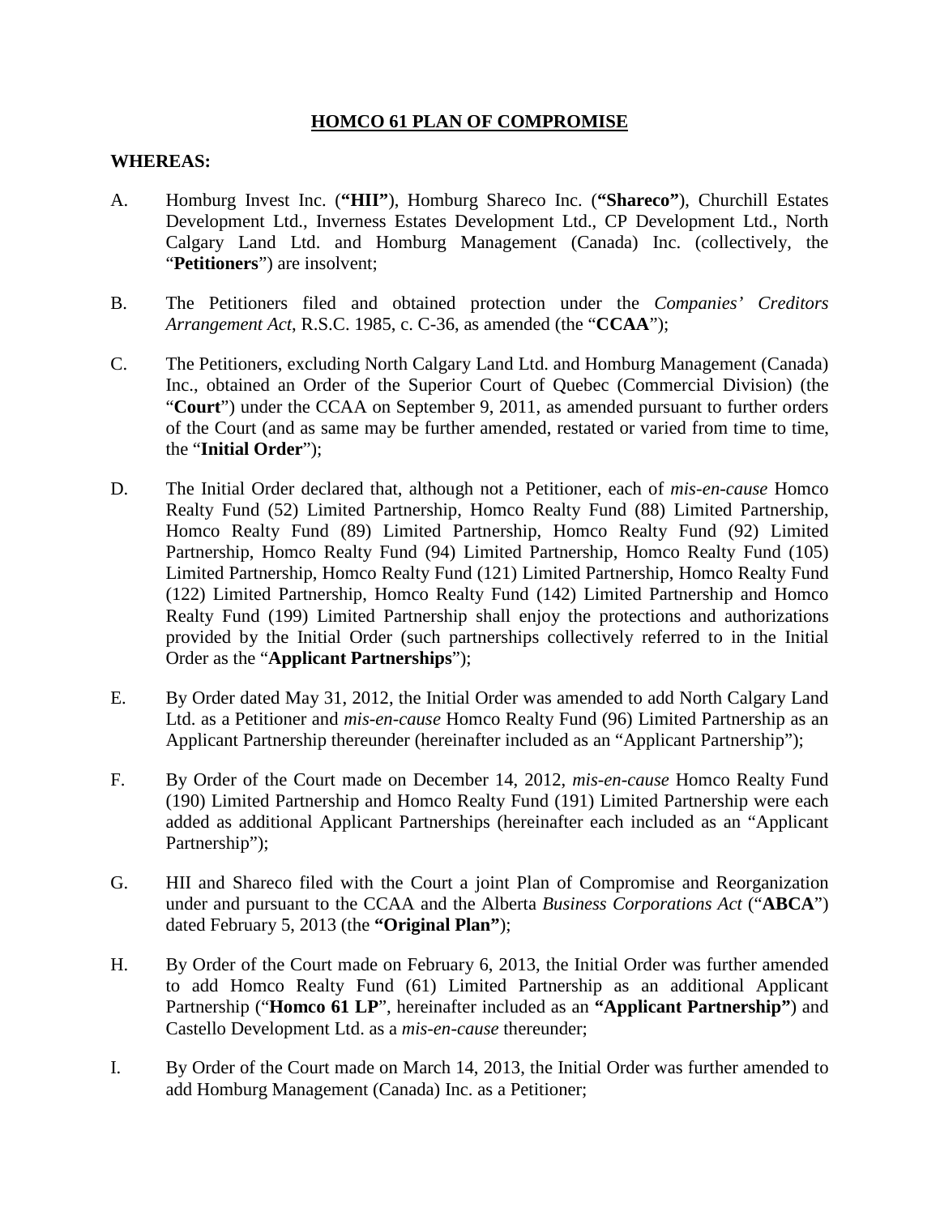# HOMCO 61 PLAN OF COMPROMISE

**WHEREAS:**

A. Homburg Invest Inc. (**"HII"**), Homburg Shareco Inc. (**"Shareco"**), Churchill Estates Development Ltd., Inverness Estates Development Ltd., CP Development Ltd., North Calgary Land Ltd. and Homburg Management (Canada) Inc. (collectively, the "**Petitioners**") are insolvent;

B. The Petitioners filed and obtained protection under the *Companies' Creditors Arrangement Act*, R.S.C. 1985, c. C-36, as amended (the "**CCAA**");

C. The Petitioners, excluding North Calgary Land Ltd. and Homburg Management (Canada) Inc., obtained an Order of the Superior Court of Quebec (Commercial Division) (the "**Court**") under the CCAA on September 9, 2011, as amended pursuant to further orders of the Court (and as same may be further amended, restated or varied from time to time, the "**Initial Order**");

D. The Initial Order declared that, although not a Petitioner, each of *mis-en-cause* Homco Realty Fund (52) Limited Partnership, Homco Realty Fund (88) Limited Partnership, Homco Realty Fund (89) Limited Partnership, Homco Realty Fund (92) Limited Partnership, Homco Realty Fund (94) Limited Partnership, Homco Realty Fund (105) Limited Partnership, Homco Realty Fund (121) Limited Partnership, Homco Realty Fund (122) Limited Partnership, Homco Realty Fund (142) Limited Partnership and Homco Realty Fund (199) Limited Partnership shall enjoy the protections and authorizations provided by the Initial Order (such partnerships collectively referred to in the Initial Order as the "**Applicant Partnerships**");

E. By Order dated May 31, 2012, the Initial Order was amended to add North Calgary Land Ltd. as a Petitioner and *mis-en-cause* Homco Realty Fund (96) Limited Partnership as an Applicant Partnership thereunder (hereinafter included as an "Applicant Partnership");

F. By Order of the Court made on December 14, 2012, *mis-en-cause* Homco Realty Fund (190) Limited Partnership and Homco Realty Fund (191) Limited Partnership were each added as additional Applicant Partnerships (hereinafter each included as an "Applicant Partnership");

G. HII and Shareco filed with the Court a joint Plan of Compromise and Reorganization under and pursuant to the CCAA and the Alberta *Business Corporations Act* ("**ABCA**") dated February 5, 2013 (the **"Original Plan"**);

H. By Order of the Court made on February 6, 2013, the Initial Order was further amended to add Homco Realty Fund (61) Limited Partnership as an additional Applicant Partnership ("**Homco 61 LP**", hereinafter included as an **"Applicant Partnership"**) and Castello Development Ltd. as a *mis-en-cause* thereunder;

I. By Order of the Court made on March 14, 2013, the Initial Order was further amended to add Homburg Management (Canada) Inc. as a Petitioner;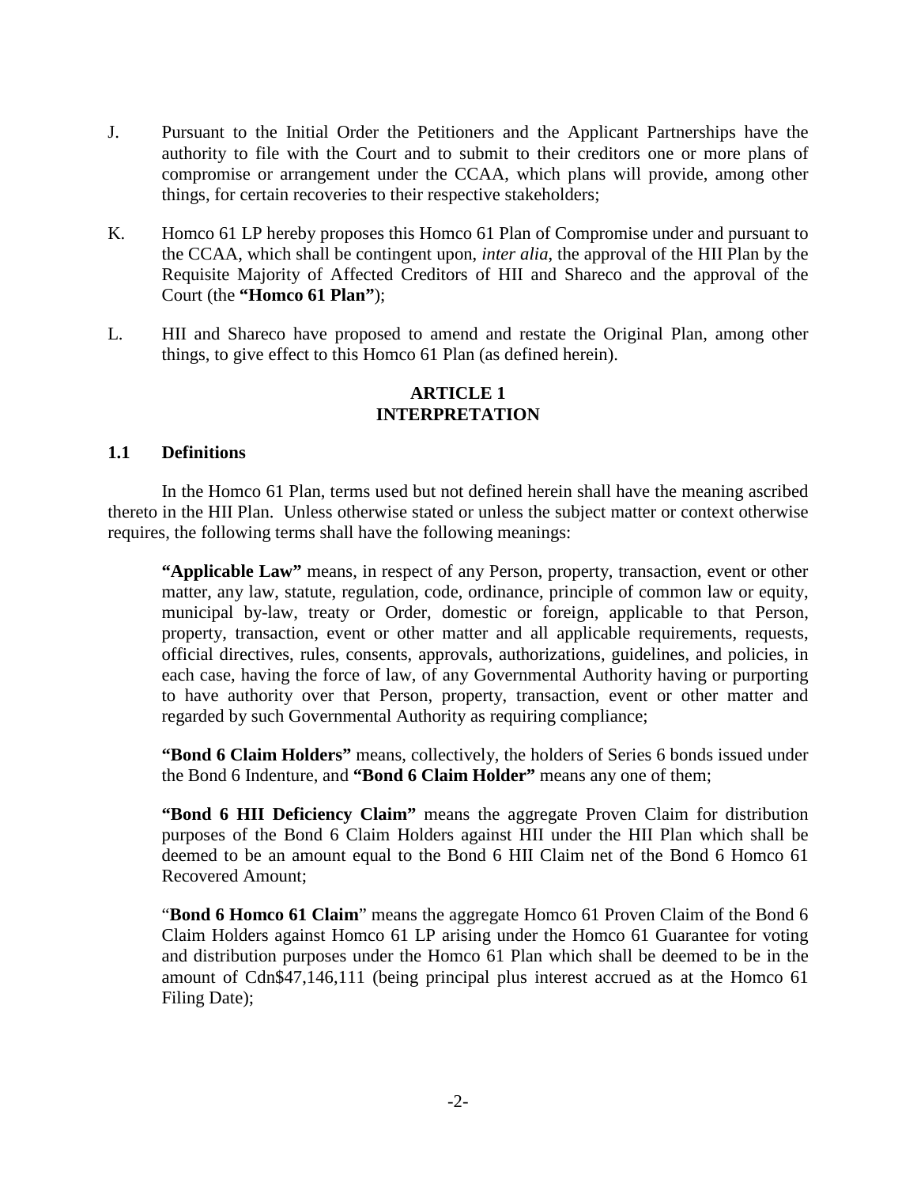J. Pursuant to the Initial Order the Petitioners and the Applicant Partnerships have the authority to file with the Court and to submit to their creditors one or more plans of compromise or arrangement under the CCAA, which plans will provide, among other things, for certain recoveries to their respective stakeholders;

K. Homco 61 LP hereby proposes this Homco 61 Plan of Compromise under and pursuant to the CCAA, which shall be contingent upon, *inter alia*, the approval of the HII Plan by the Requisite Majority of Affected Creditors of HII and Shareco and the approval of the Court (the **"Homco 61 Plan"**);

L. HII and Shareco have proposed to amend and restate the Original Plan, among other things, to give effect to this Homco 61 Plan (as defined herein).

## ARTICLE 1
## INTERPRETATION

### 1.1 Definitions

In the Homco 61 Plan, terms used but not defined herein shall have the meaning ascribed thereto in the HII Plan. Unless otherwise stated or unless the subject matter or context otherwise requires, the following terms shall have the following meanings:

> **"Applicable Law"** means, in respect of any Person, property, transaction, event or other matter, any law, statute, regulation, code, ordinance, principle of common law or equity, municipal by-law, treaty or Order, domestic or foreign, applicable to that Person, property, transaction, event or other matter and all applicable requirements, requests, official directives, rules, consents, approvals, authorizations, guidelines, and policies, in each case, having the force of law, of any Governmental Authority having or purporting to have authority over that Person, property, transaction, event or other matter and regarded by such Governmental Authority as requiring compliance;
>
> **"Bond 6 Claim Holders"** means, collectively, the holders of Series 6 bonds issued under the Bond 6 Indenture, and **"Bond 6 Claim Holder"** means any one of them;
>
> **"Bond 6 HII Deficiency Claim"** means the aggregate Proven Claim for distribution purposes of the Bond 6 Claim Holders against HII under the HII Plan which shall be deemed to be an amount equal to the Bond 6 HII Claim net of the Bond 6 Homco 61 Recovered Amount;
>
> "**Bond 6 Homco 61 Claim**" means the aggregate Homco 61 Proven Claim of the Bond 6 Claim Holders against Homco 61 LP arising under the Homco 61 Guarantee for voting and distribution purposes under the Homco 61 Plan which shall be deemed to be in the amount of Cdn$47,146,111 (being principal plus interest accrued as at the Homco 61 Filing Date);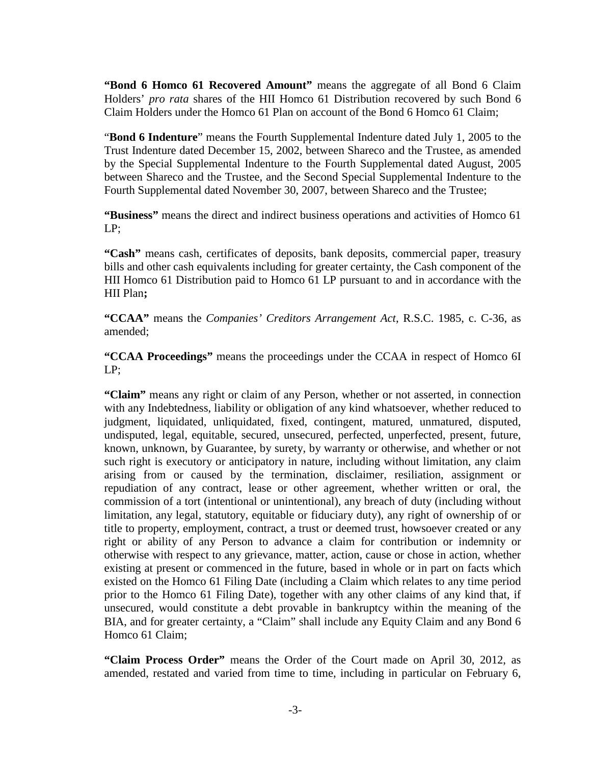**"Bond 6 Homco 61 Recovered Amount"** means the aggregate of all Bond 6 Claim Holders' *pro rata* shares of the HII Homco 61 Distribution recovered by such Bond 6 Claim Holders under the Homco 61 Plan on account of the Bond 6 Homco 61 Claim;

"**Bond 6 Indenture**" means the Fourth Supplemental Indenture dated July 1, 2005 to the Trust Indenture dated December 15, 2002, between Shareco and the Trustee, as amended by the Special Supplemental Indenture to the Fourth Supplemental dated August, 2005 between Shareco and the Trustee, and the Second Special Supplemental Indenture to the Fourth Supplemental dated November 30, 2007, between Shareco and the Trustee;

**"Business"** means the direct and indirect business operations and activities of Homco 61 LP;

**"Cash"** means cash, certificates of deposits, bank deposits, commercial paper, treasury bills and other cash equivalents including for greater certainty, the Cash component of the HII Homco 61 Distribution paid to Homco 61 LP pursuant to and in accordance with the HII Plan**;**

**"CCAA"** means the *Companies' Creditors Arrangement Act*, R.S.C. 1985, c. C-36, as amended;

**"CCAA Proceedings"** means the proceedings under the CCAA in respect of Homco 6I LP;

**"Claim"** means any right or claim of any Person, whether or not asserted, in connection with any Indebtedness, liability or obligation of any kind whatsoever, whether reduced to judgment, liquidated, unliquidated, fixed, contingent, matured, unmatured, disputed, undisputed, legal, equitable, secured, unsecured, perfected, unperfected, present, future, known, unknown, by Guarantee, by surety, by warranty or otherwise, and whether or not such right is executory or anticipatory in nature, including without limitation, any claim arising from or caused by the termination, disclaimer, resiliation, assignment or repudiation of any contract, lease or other agreement, whether written or oral, the commission of a tort (intentional or unintentional), any breach of duty (including without limitation, any legal, statutory, equitable or fiduciary duty), any right of ownership of or title to property, employment, contract, a trust or deemed trust, howsoever created or any right or ability of any Person to advance a claim for contribution or indemnity or otherwise with respect to any grievance, matter, action, cause or chose in action, whether existing at present or commenced in the future, based in whole or in part on facts which existed on the Homco 61 Filing Date (including a Claim which relates to any time period prior to the Homco 61 Filing Date), together with any other claims of any kind that, if unsecured, would constitute a debt provable in bankruptcy within the meaning of the BIA, and for greater certainty, a "Claim" shall include any Equity Claim and any Bond 6 Homco 61 Claim;

**"Claim Process Order"** means the Order of the Court made on April 30, 2012, as amended, restated and varied from time to time, including in particular on February 6,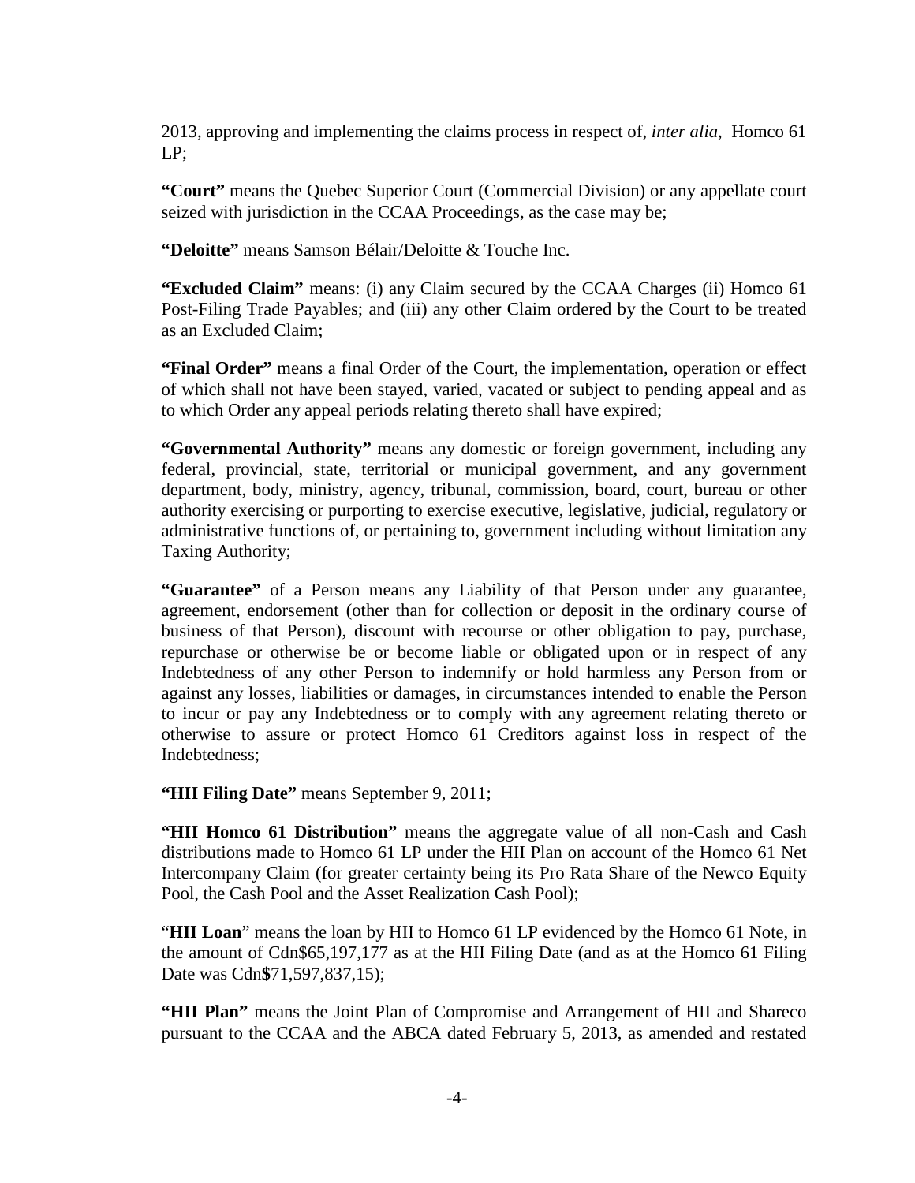2013, approving and implementing the claims process in respect of, *inter alia*, Homco 61 LP;

**"Court"** means the Quebec Superior Court (Commercial Division) or any appellate court seized with jurisdiction in the CCAA Proceedings, as the case may be;

**"Deloitte"** means Samson Bélair/Deloitte & Touche Inc.

**"Excluded Claim"** means: (i) any Claim secured by the CCAA Charges (ii) Homco 61 Post-Filing Trade Payables; and (iii) any other Claim ordered by the Court to be treated as an Excluded Claim;

**"Final Order"** means a final Order of the Court, the implementation, operation or effect of which shall not have been stayed, varied, vacated or subject to pending appeal and as to which Order any appeal periods relating thereto shall have expired;

**"Governmental Authority"** means any domestic or foreign government, including any federal, provincial, state, territorial or municipal government, and any government department, body, ministry, agency, tribunal, commission, board, court, bureau or other authority exercising or purporting to exercise executive, legislative, judicial, regulatory or administrative functions of, or pertaining to, government including without limitation any Taxing Authority;

**"Guarantee"** of a Person means any Liability of that Person under any guarantee, agreement, endorsement (other than for collection or deposit in the ordinary course of business of that Person), discount with recourse or other obligation to pay, purchase, repurchase or otherwise be or become liable or obligated upon or in respect of any Indebtedness of any other Person to indemnify or hold harmless any Person from or against any losses, liabilities or damages, in circumstances intended to enable the Person to incur or pay any Indebtedness or to comply with any agreement relating thereto or otherwise to assure or protect Homco 61 Creditors against loss in respect of the Indebtedness;

**"HII Filing Date"** means September 9, 2011;

**"HII Homco 61 Distribution"** means the aggregate value of all non-Cash and Cash distributions made to Homco 61 LP under the HII Plan on account of the Homco 61 Net Intercompany Claim (for greater certainty being its Pro Rata Share of the Newco Equity Pool, the Cash Pool and the Asset Realization Cash Pool);

"**HII Loan**" means the loan by HII to Homco 61 LP evidenced by the Homco 61 Note, in the amount of Cdn$65,197,177 as at the HII Filing Date (and as at the Homco 61 Filing Date was Cdn**$**71,597,837,15);

**"HII Plan"** means the Joint Plan of Compromise and Arrangement of HII and Shareco pursuant to the CCAA and the ABCA dated February 5, 2013, as amended and restated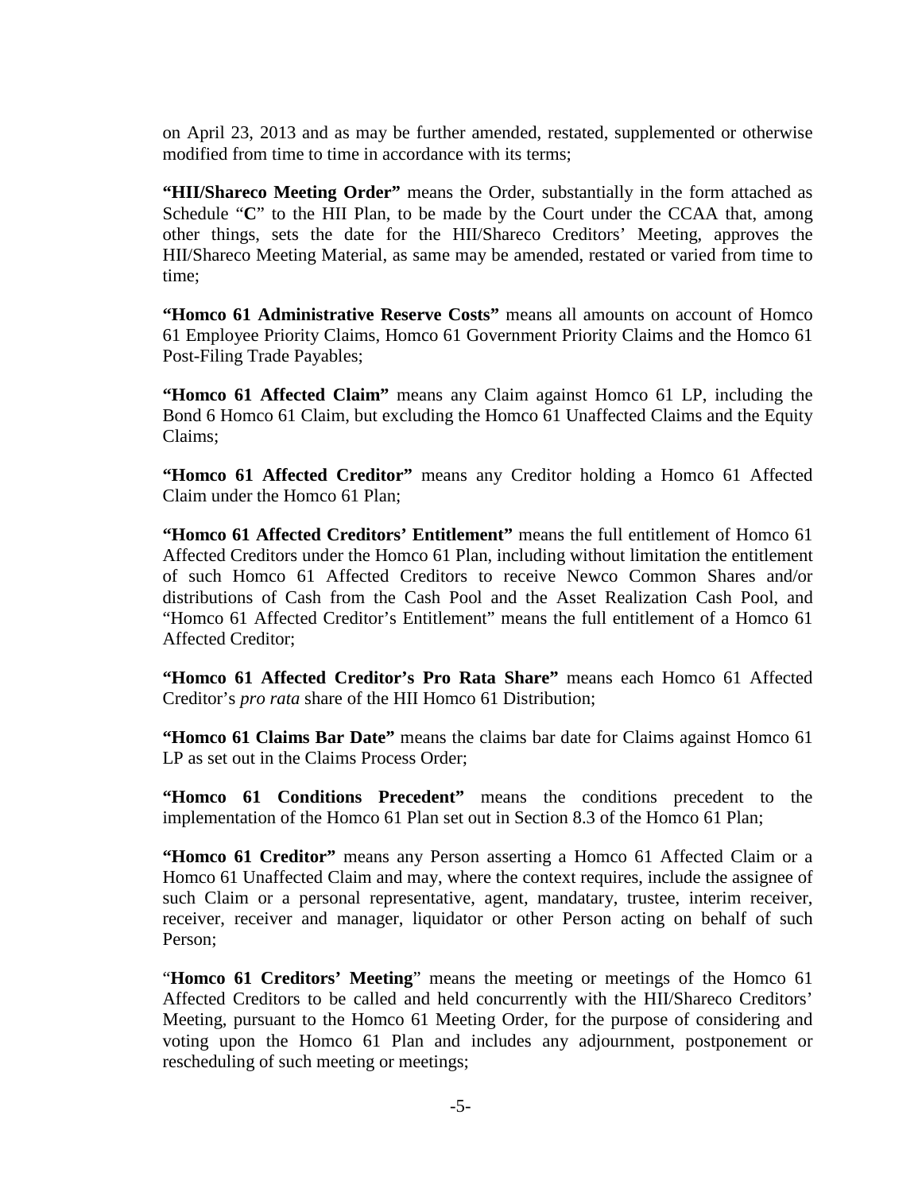on April 23, 2013 and as may be further amended, restated, supplemented or otherwise modified from time to time in accordance with its terms;

**"HII/Shareco Meeting Order"** means the Order, substantially in the form attached as Schedule "**C**" to the HII Plan, to be made by the Court under the CCAA that, among other things, sets the date for the HII/Shareco Creditors' Meeting, approves the HII/Shareco Meeting Material, as same may be amended, restated or varied from time to time;

**"Homco 61 Administrative Reserve Costs"** means all amounts on account of Homco 61 Employee Priority Claims, Homco 61 Government Priority Claims and the Homco 61 Post-Filing Trade Payables;

**"Homco 61 Affected Claim"** means any Claim against Homco 61 LP, including the Bond 6 Homco 61 Claim, but excluding the Homco 61 Unaffected Claims and the Equity Claims;

**"Homco 61 Affected Creditor"** means any Creditor holding a Homco 61 Affected Claim under the Homco 61 Plan;

**"Homco 61 Affected Creditors' Entitlement"** means the full entitlement of Homco 61 Affected Creditors under the Homco 61 Plan, including without limitation the entitlement of such Homco 61 Affected Creditors to receive Newco Common Shares and/or distributions of Cash from the Cash Pool and the Asset Realization Cash Pool, and "Homco 61 Affected Creditor's Entitlement" means the full entitlement of a Homco 61 Affected Creditor;

**"Homco 61 Affected Creditor's Pro Rata Share"** means each Homco 61 Affected Creditor's *pro rata* share of the HII Homco 61 Distribution;

**"Homco 61 Claims Bar Date"** means the claims bar date for Claims against Homco 61 LP as set out in the Claims Process Order;

**"Homco 61 Conditions Precedent"** means the conditions precedent to the implementation of the Homco 61 Plan set out in Section 8.3 of the Homco 61 Plan;

**"Homco 61 Creditor"** means any Person asserting a Homco 61 Affected Claim or a Homco 61 Unaffected Claim and may, where the context requires, include the assignee of such Claim or a personal representative, agent, mandatary, trustee, interim receiver, receiver, receiver and manager, liquidator or other Person acting on behalf of such Person;

"**Homco 61 Creditors' Meeting**" means the meeting or meetings of the Homco 61 Affected Creditors to be called and held concurrently with the HII/Shareco Creditors' Meeting, pursuant to the Homco 61 Meeting Order, for the purpose of considering and voting upon the Homco 61 Plan and includes any adjournment, postponement or rescheduling of such meeting or meetings;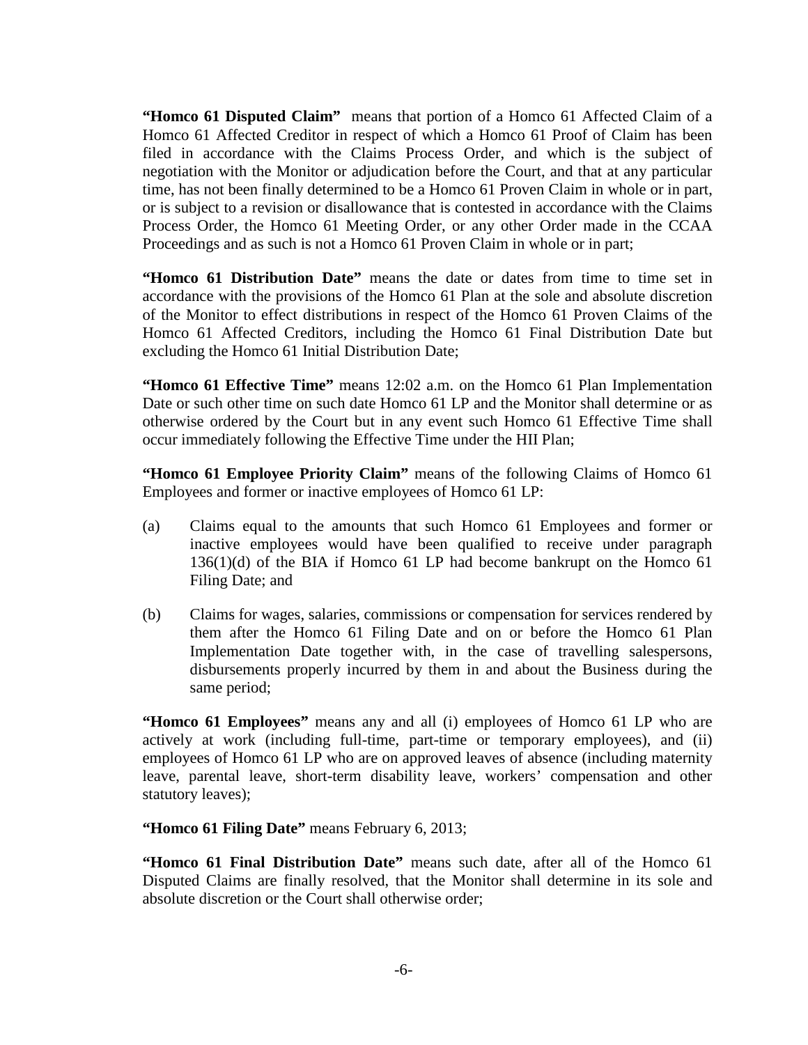**"Homco 61 Disputed Claim"** means that portion of a Homco 61 Affected Claim of a Homco 61 Affected Creditor in respect of which a Homco 61 Proof of Claim has been filed in accordance with the Claims Process Order, and which is the subject of negotiation with the Monitor or adjudication before the Court, and that at any particular time, has not been finally determined to be a Homco 61 Proven Claim in whole or in part, or is subject to a revision or disallowance that is contested in accordance with the Claims Process Order, the Homco 61 Meeting Order, or any other Order made in the CCAA Proceedings and as such is not a Homco 61 Proven Claim in whole or in part;

**"Homco 61 Distribution Date"** means the date or dates from time to time set in accordance with the provisions of the Homco 61 Plan at the sole and absolute discretion of the Monitor to effect distributions in respect of the Homco 61 Proven Claims of the Homco 61 Affected Creditors, including the Homco 61 Final Distribution Date but excluding the Homco 61 Initial Distribution Date;

**"Homco 61 Effective Time"** means 12:02 a.m. on the Homco 61 Plan Implementation Date or such other time on such date Homco 61 LP and the Monitor shall determine or as otherwise ordered by the Court but in any event such Homco 61 Effective Time shall occur immediately following the Effective Time under the HII Plan;

**"Homco 61 Employee Priority Claim"** means of the following Claims of Homco 61 Employees and former or inactive employees of Homco 61 LP:

(a) Claims equal to the amounts that such Homco 61 Employees and former or inactive employees would have been qualified to receive under paragraph 136(1)(d) of the BIA if Homco 61 LP had become bankrupt on the Homco 61 Filing Date; and

(b) Claims for wages, salaries, commissions or compensation for services rendered by them after the Homco 61 Filing Date and on or before the Homco 61 Plan Implementation Date together with, in the case of travelling salespersons, disbursements properly incurred by them in and about the Business during the same period;

**"Homco 61 Employees"** means any and all (i) employees of Homco 61 LP who are actively at work (including full-time, part-time or temporary employees), and (ii) employees of Homco 61 LP who are on approved leaves of absence (including maternity leave, parental leave, short-term disability leave, workers' compensation and other statutory leaves);

**"Homco 61 Filing Date"** means February 6, 2013;

**"Homco 61 Final Distribution Date"** means such date, after all of the Homco 61 Disputed Claims are finally resolved, that the Monitor shall determine in its sole and absolute discretion or the Court shall otherwise order;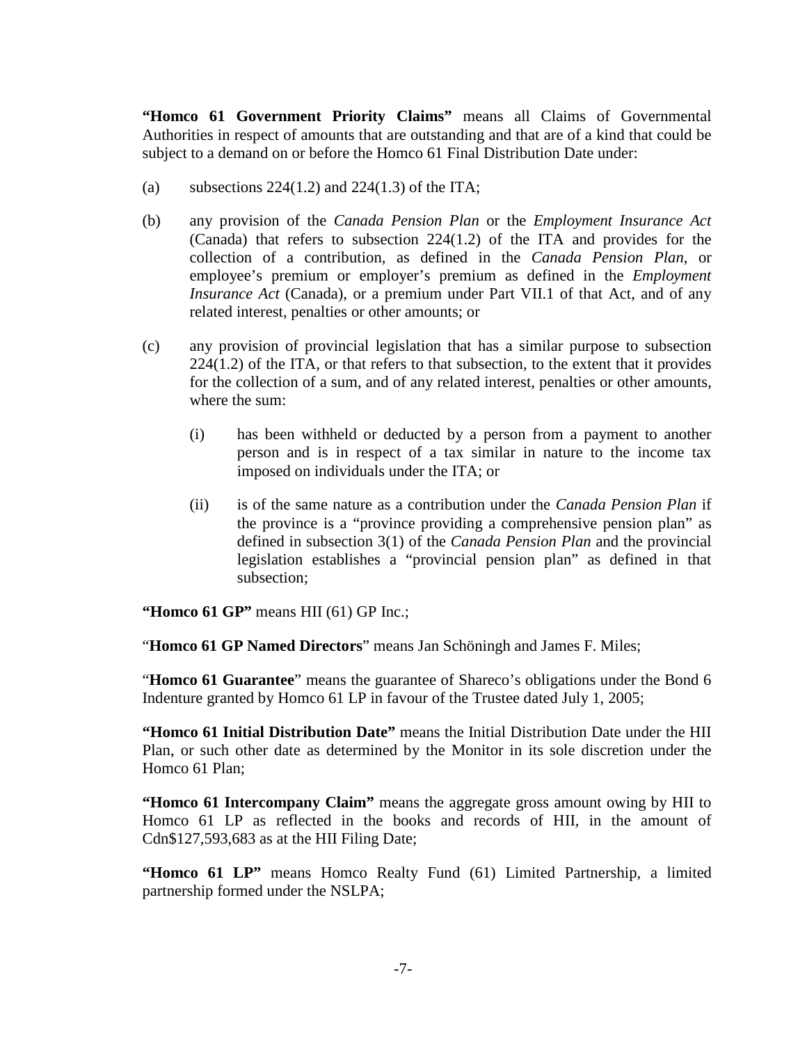**"Homco 61 Government Priority Claims"** means all Claims of Governmental Authorities in respect of amounts that are outstanding and that are of a kind that could be subject to a demand on or before the Homco 61 Final Distribution Date under:

(a) subsections 224(1.2) and 224(1.3) of the ITA;

(b) any provision of the *Canada Pension Plan* or the *Employment Insurance Act* (Canada) that refers to subsection 224(1.2) of the ITA and provides for the collection of a contribution, as defined in the *Canada Pension Plan*, or employee's premium or employer's premium as defined in the *Employment Insurance Act* (Canada), or a premium under Part VII.1 of that Act, and of any related interest, penalties or other amounts; or

(c) any provision of provincial legislation that has a similar purpose to subsection 224(1.2) of the ITA, or that refers to that subsection, to the extent that it provides for the collection of a sum, and of any related interest, penalties or other amounts, where the sum:

  (i) has been withheld or deducted by a person from a payment to another person and is in respect of a tax similar in nature to the income tax imposed on individuals under the ITA; or

  (ii) is of the same nature as a contribution under the *Canada Pension Plan* if the province is a "province providing a comprehensive pension plan" as defined in subsection 3(1) of the *Canada Pension Plan* and the provincial legislation establishes a "provincial pension plan" as defined in that subsection;

**"Homco 61 GP"** means HII (61) GP Inc.;

"**Homco 61 GP Named Directors**" means Jan Schöningh and James F. Miles;

"**Homco 61 Guarantee**" means the guarantee of Shareco's obligations under the Bond 6 Indenture granted by Homco 61 LP in favour of the Trustee dated July 1, 2005;

**"Homco 61 Initial Distribution Date"** means the Initial Distribution Date under the HII Plan, or such other date as determined by the Monitor in its sole discretion under the Homco 61 Plan;

**"Homco 61 Intercompany Claim"** means the aggregate gross amount owing by HII to Homco 61 LP as reflected in the books and records of HII, in the amount of Cdn$127,593,683 as at the HII Filing Date;

**"Homco 61 LP"** means Homco Realty Fund (61) Limited Partnership, a limited partnership formed under the NSLPA;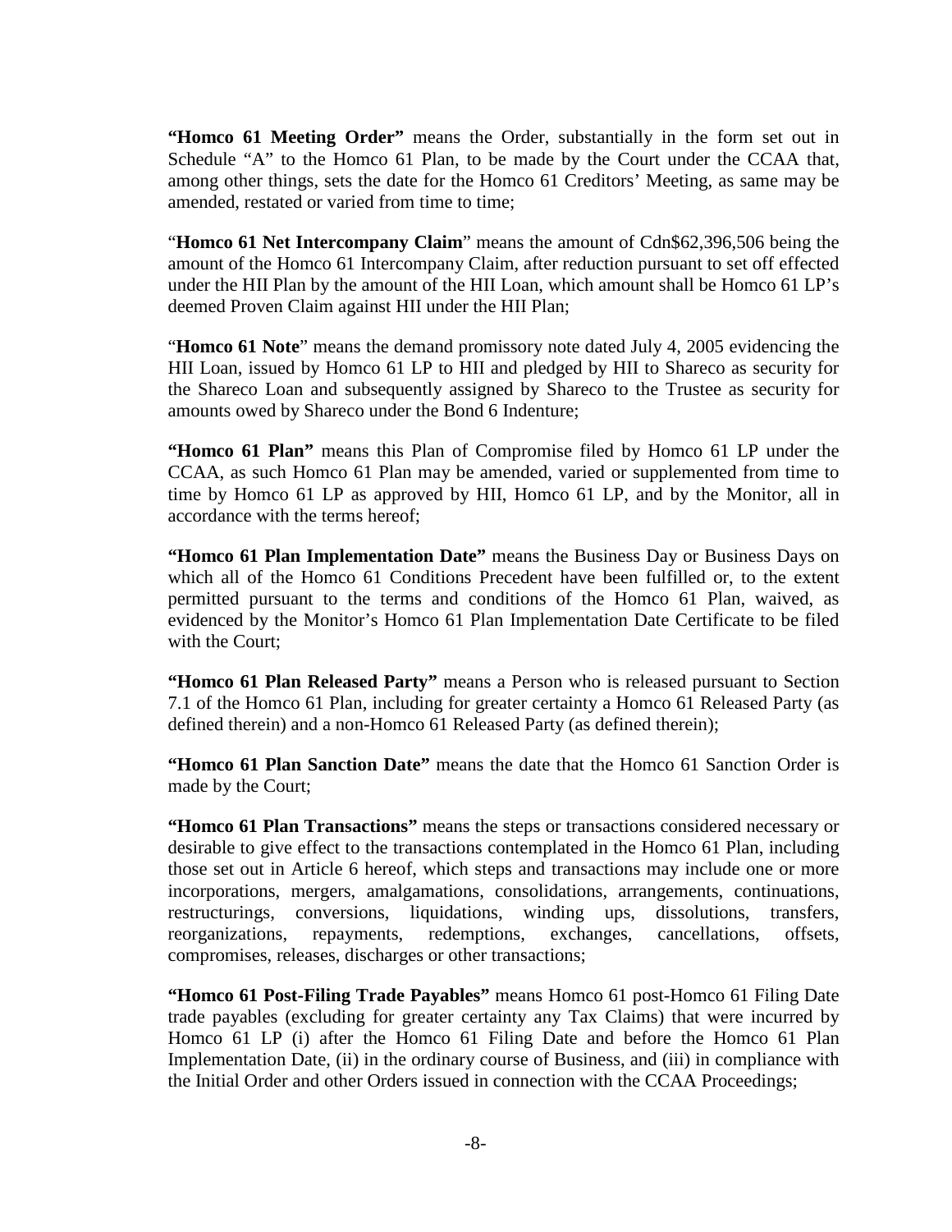**"Homco 61 Meeting Order"** means the Order, substantially in the form set out in Schedule "A" to the Homco 61 Plan, to be made by the Court under the CCAA that, among other things, sets the date for the Homco 61 Creditors' Meeting, as same may be amended, restated or varied from time to time;

"**Homco 61 Net Intercompany Claim**" means the amount of Cdn$62,396,506 being the amount of the Homco 61 Intercompany Claim, after reduction pursuant to set off effected under the HII Plan by the amount of the HII Loan, which amount shall be Homco 61 LP's deemed Proven Claim against HII under the HII Plan;

"**Homco 61 Note**" means the demand promissory note dated July 4, 2005 evidencing the HII Loan, issued by Homco 61 LP to HII and pledged by HII to Shareco as security for the Shareco Loan and subsequently assigned by Shareco to the Trustee as security for amounts owed by Shareco under the Bond 6 Indenture;

**"Homco 61 Plan"** means this Plan of Compromise filed by Homco 61 LP under the CCAA, as such Homco 61 Plan may be amended, varied or supplemented from time to time by Homco 61 LP as approved by HII, Homco 61 LP, and by the Monitor, all in accordance with the terms hereof;

**"Homco 61 Plan Implementation Date"** means the Business Day or Business Days on which all of the Homco 61 Conditions Precedent have been fulfilled or, to the extent permitted pursuant to the terms and conditions of the Homco 61 Plan, waived, as evidenced by the Monitor's Homco 61 Plan Implementation Date Certificate to be filed with the Court;

**"Homco 61 Plan Released Party"** means a Person who is released pursuant to Section 7.1 of the Homco 61 Plan, including for greater certainty a Homco 61 Released Party (as defined therein) and a non-Homco 61 Released Party (as defined therein);

**"Homco 61 Plan Sanction Date"** means the date that the Homco 61 Sanction Order is made by the Court;

**"Homco 61 Plan Transactions"** means the steps or transactions considered necessary or desirable to give effect to the transactions contemplated in the Homco 61 Plan, including those set out in Article 6 hereof, which steps and transactions may include one or more incorporations, mergers, amalgamations, consolidations, arrangements, continuations, restructurings, conversions, liquidations, winding ups, dissolutions, transfers, reorganizations, repayments, redemptions, exchanges, cancellations, offsets, compromises, releases, discharges or other transactions;

**"Homco 61 Post-Filing Trade Payables"** means Homco 61 post-Homco 61 Filing Date trade payables (excluding for greater certainty any Tax Claims) that were incurred by Homco 61 LP (i) after the Homco 61 Filing Date and before the Homco 61 Plan Implementation Date, (ii) in the ordinary course of Business, and (iii) in compliance with the Initial Order and other Orders issued in connection with the CCAA Proceedings;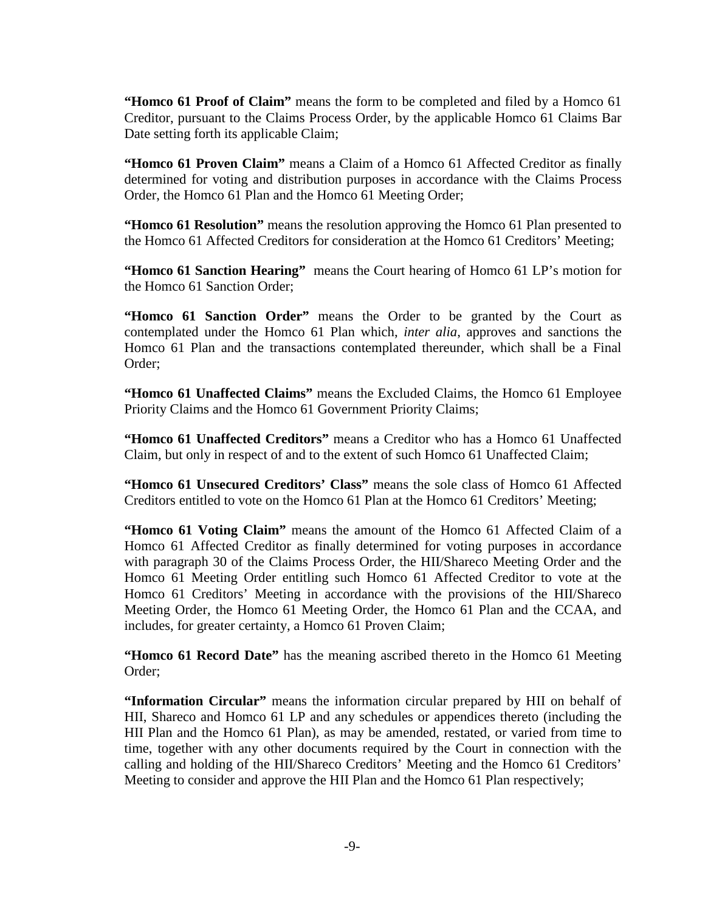**"Homco 61 Proof of Claim"** means the form to be completed and filed by a Homco 61 Creditor, pursuant to the Claims Process Order, by the applicable Homco 61 Claims Bar Date setting forth its applicable Claim;

**"Homco 61 Proven Claim"** means a Claim of a Homco 61 Affected Creditor as finally determined for voting and distribution purposes in accordance with the Claims Process Order, the Homco 61 Plan and the Homco 61 Meeting Order;

**"Homco 61 Resolution"** means the resolution approving the Homco 61 Plan presented to the Homco 61 Affected Creditors for consideration at the Homco 61 Creditors' Meeting;

**"Homco 61 Sanction Hearing"** means the Court hearing of Homco 61 LP's motion for the Homco 61 Sanction Order;

**"Homco 61 Sanction Order"** means the Order to be granted by the Court as contemplated under the Homco 61 Plan which, *inter alia*, approves and sanctions the Homco 61 Plan and the transactions contemplated thereunder, which shall be a Final Order;

**"Homco 61 Unaffected Claims"** means the Excluded Claims, the Homco 61 Employee Priority Claims and the Homco 61 Government Priority Claims;

**"Homco 61 Unaffected Creditors"** means a Creditor who has a Homco 61 Unaffected Claim, but only in respect of and to the extent of such Homco 61 Unaffected Claim;

**"Homco 61 Unsecured Creditors' Class"** means the sole class of Homco 61 Affected Creditors entitled to vote on the Homco 61 Plan at the Homco 61 Creditors' Meeting;

**"Homco 61 Voting Claim"** means the amount of the Homco 61 Affected Claim of a Homco 61 Affected Creditor as finally determined for voting purposes in accordance with paragraph 30 of the Claims Process Order, the HII/Shareco Meeting Order and the Homco 61 Meeting Order entitling such Homco 61 Affected Creditor to vote at the Homco 61 Creditors' Meeting in accordance with the provisions of the HII/Shareco Meeting Order, the Homco 61 Meeting Order, the Homco 61 Plan and the CCAA, and includes, for greater certainty, a Homco 61 Proven Claim;

**"Homco 61 Record Date"** has the meaning ascribed thereto in the Homco 61 Meeting Order;

**"Information Circular"** means the information circular prepared by HII on behalf of HII, Shareco and Homco 61 LP and any schedules or appendices thereto (including the HII Plan and the Homco 61 Plan), as may be amended, restated, or varied from time to time, together with any other documents required by the Court in connection with the calling and holding of the HII/Shareco Creditors' Meeting and the Homco 61 Creditors' Meeting to consider and approve the HII Plan and the Homco 61 Plan respectively;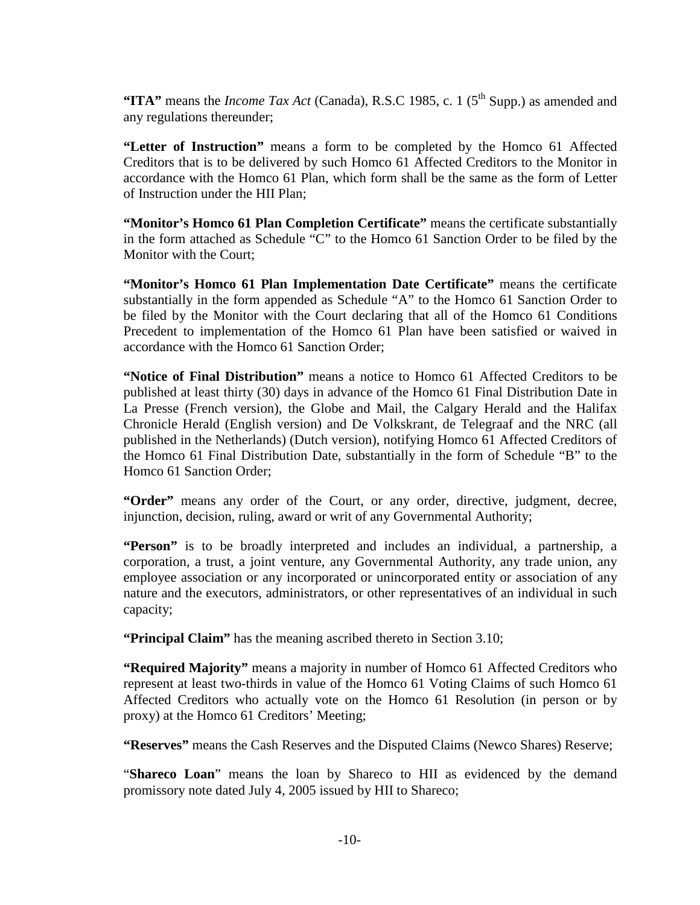**"ITA"** means the *Income Tax Act* (Canada), R.S.C 1985, c. 1 (5th Supp.) as amended and any regulations thereunder;

**"Letter of Instruction"** means a form to be completed by the Homco 61 Affected Creditors that is to be delivered by such Homco 61 Affected Creditors to the Monitor in accordance with the Homco 61 Plan, which form shall be the same as the form of Letter of Instruction under the HII Plan;

**"Monitor's Homco 61 Plan Completion Certificate"** means the certificate substantially in the form attached as Schedule "C" to the Homco 61 Sanction Order to be filed by the Monitor with the Court;

**"Monitor's Homco 61 Plan Implementation Date Certificate"** means the certificate substantially in the form appended as Schedule "A" to the Homco 61 Sanction Order to be filed by the Monitor with the Court declaring that all of the Homco 61 Conditions Precedent to implementation of the Homco 61 Plan have been satisfied or waived in accordance with the Homco 61 Sanction Order;

**"Notice of Final Distribution"** means a notice to Homco 61 Affected Creditors to be published at least thirty (30) days in advance of the Homco 61 Final Distribution Date in La Presse (French version), the Globe and Mail, the Calgary Herald and the Halifax Chronicle Herald (English version) and De Volkskrant, de Telegraaf and the NRC (all published in the Netherlands) (Dutch version), notifying Homco 61 Affected Creditors of the Homco 61 Final Distribution Date, substantially in the form of Schedule "B" to the Homco 61 Sanction Order;

**"Order"** means any order of the Court, or any order, directive, judgment, decree, injunction, decision, ruling, award or writ of any Governmental Authority;

**"Person"** is to be broadly interpreted and includes an individual, a partnership, a corporation, a trust, a joint venture, any Governmental Authority, any trade union, any employee association or any incorporated or unincorporated entity or association of any nature and the executors, administrators, or other representatives of an individual in such capacity;

**"Principal Claim"** has the meaning ascribed thereto in Section 3.10;

**"Required Majority"** means a majority in number of Homco 61 Affected Creditors who represent at least two-thirds in value of the Homco 61 Voting Claims of such Homco 61 Affected Creditors who actually vote on the Homco 61 Resolution (in person or by proxy) at the Homco 61 Creditors' Meeting;

**"Reserves"** means the Cash Reserves and the Disputed Claims (Newco Shares) Reserve;

"**Shareco Loan**" means the loan by Shareco to HII as evidenced by the demand promissory note dated July 4, 2005 issued by HII to Shareco;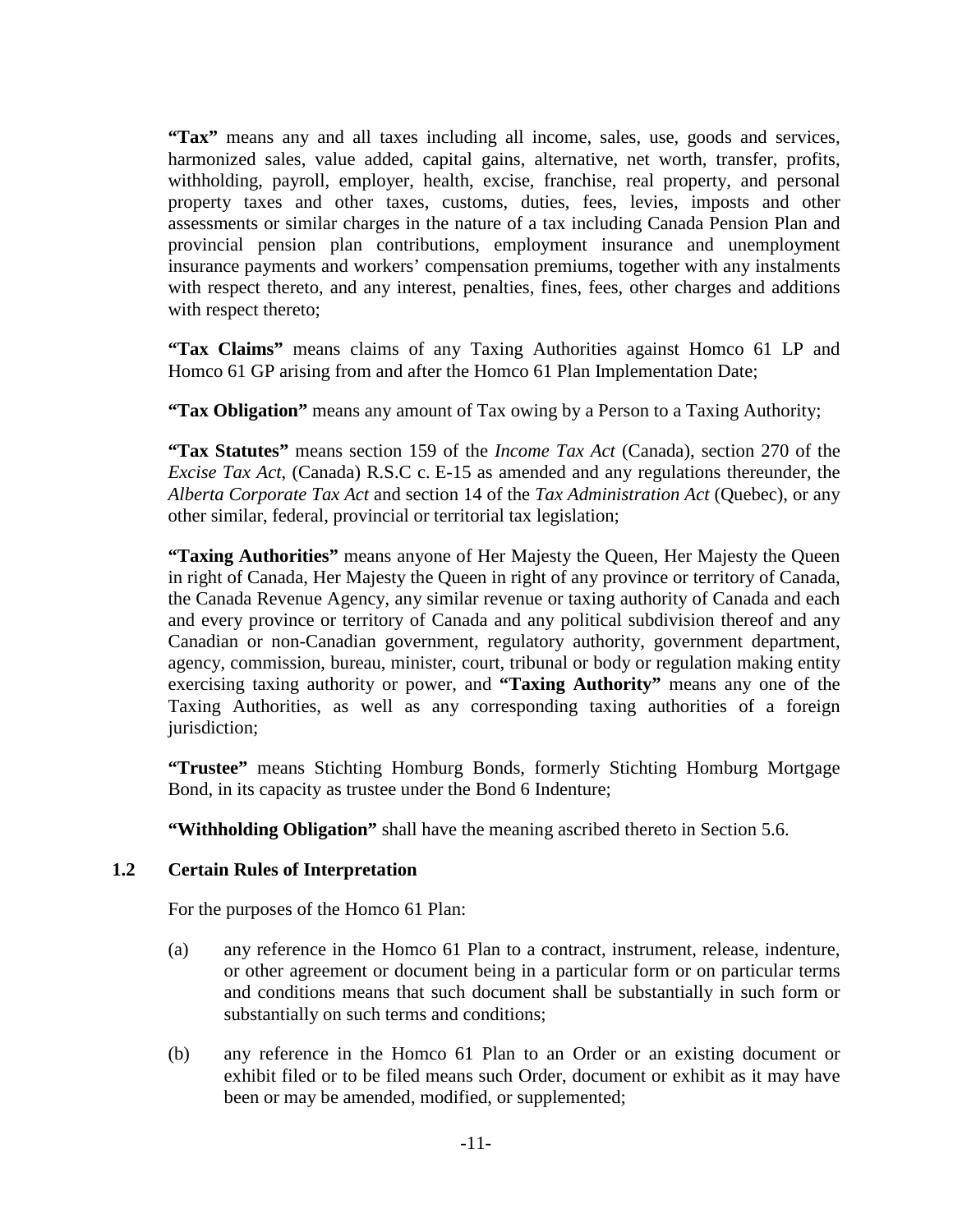**"Tax"** means any and all taxes including all income, sales, use, goods and services, harmonized sales, value added, capital gains, alternative, net worth, transfer, profits, withholding, payroll, employer, health, excise, franchise, real property, and personal property taxes and other taxes, customs, duties, fees, levies, imposts and other assessments or similar charges in the nature of a tax including Canada Pension Plan and provincial pension plan contributions, employment insurance and unemployment insurance payments and workers' compensation premiums, together with any instalments with respect thereto, and any interest, penalties, fines, fees, other charges and additions with respect thereto;

**"Tax Claims"** means claims of any Taxing Authorities against Homco 61 LP and Homco 61 GP arising from and after the Homco 61 Plan Implementation Date;

**"Tax Obligation"** means any amount of Tax owing by a Person to a Taxing Authority;

**"Tax Statutes"** means section 159 of the *Income Tax Act* (Canada), section 270 of the *Excise Tax Act*, (Canada) R.S.C c. E-15 as amended and any regulations thereunder, the *Alberta Corporate Tax Act* and section 14 of the *Tax Administration Act* (Quebec), or any other similar, federal, provincial or territorial tax legislation;

**"Taxing Authorities"** means anyone of Her Majesty the Queen, Her Majesty the Queen in right of Canada, Her Majesty the Queen in right of any province or territory of Canada, the Canada Revenue Agency, any similar revenue or taxing authority of Canada and each and every province or territory of Canada and any political subdivision thereof and any Canadian or non-Canadian government, regulatory authority, government department, agency, commission, bureau, minister, court, tribunal or body or regulation making entity exercising taxing authority or power, and **"Taxing Authority"** means any one of the Taxing Authorities, as well as any corresponding taxing authorities of a foreign jurisdiction;

**"Trustee"** means Stichting Homburg Bonds, formerly Stichting Homburg Mortgage Bond, in its capacity as trustee under the Bond 6 Indenture;

**"Withholding Obligation"** shall have the meaning ascribed thereto in Section 5.6.

### 1.2 Certain Rules of Interpretation

For the purposes of the Homco 61 Plan:

(a) any reference in the Homco 61 Plan to a contract, instrument, release, indenture, or other agreement or document being in a particular form or on particular terms and conditions means that such document shall be substantially in such form or substantially on such terms and conditions;

(b) any reference in the Homco 61 Plan to an Order or an existing document or exhibit filed or to be filed means such Order, document or exhibit as it may have been or may be amended, modified, or supplemented;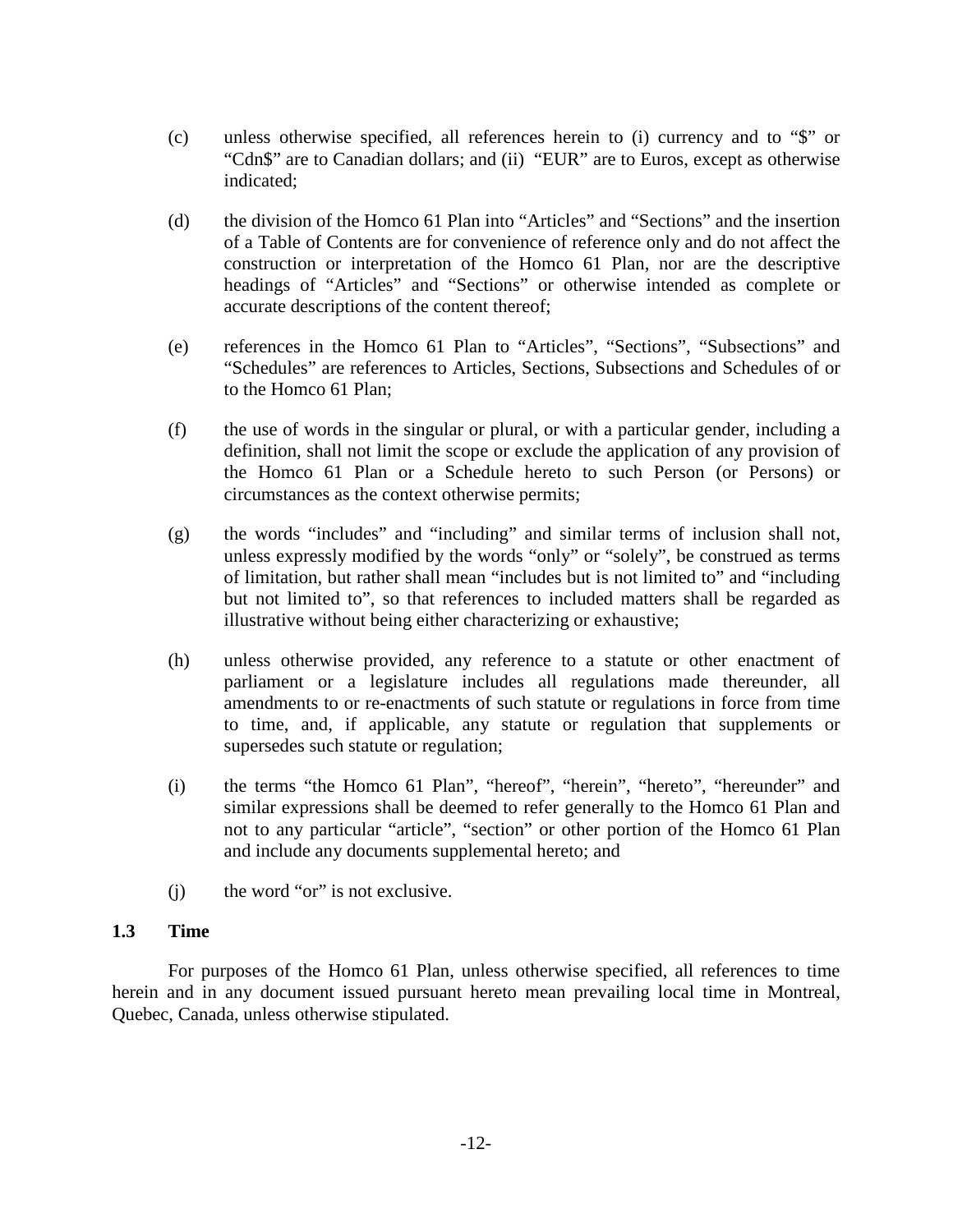(c) unless otherwise specified, all references herein to (i) currency and to "$" or "Cdn$" are to Canadian dollars; and (ii) "EUR" are to Euros, except as otherwise indicated;

(d) the division of the Homco 61 Plan into "Articles" and "Sections" and the insertion of a Table of Contents are for convenience of reference only and do not affect the construction or interpretation of the Homco 61 Plan, nor are the descriptive headings of "Articles" and "Sections" or otherwise intended as complete or accurate descriptions of the content thereof;

(e) references in the Homco 61 Plan to "Articles", "Sections", "Subsections" and "Schedules" are references to Articles, Sections, Subsections and Schedules of or to the Homco 61 Plan;

(f) the use of words in the singular or plural, or with a particular gender, including a definition, shall not limit the scope or exclude the application of any provision of the Homco 61 Plan or a Schedule hereto to such Person (or Persons) or circumstances as the context otherwise permits;

(g) the words "includes" and "including" and similar terms of inclusion shall not, unless expressly modified by the words "only" or "solely", be construed as terms of limitation, but rather shall mean "includes but is not limited to" and "including but not limited to", so that references to included matters shall be regarded as illustrative without being either characterizing or exhaustive;

(h) unless otherwise provided, any reference to a statute or other enactment of parliament or a legislature includes all regulations made thereunder, all amendments to or re-enactments of such statute or regulations in force from time to time, and, if applicable, any statute or regulation that supplements or supersedes such statute or regulation;

(i) the terms "the Homco 61 Plan", "hereof", "herein", "hereto", "hereunder" and similar expressions shall be deemed to refer generally to the Homco 61 Plan and not to any particular "article", "section" or other portion of the Homco 61 Plan and include any documents supplemental hereto; and

(j) the word "or" is not exclusive.

### 1.3 Time

For purposes of the Homco 61 Plan, unless otherwise specified, all references to time herein and in any document issued pursuant hereto mean prevailing local time in Montreal, Quebec, Canada, unless otherwise stipulated.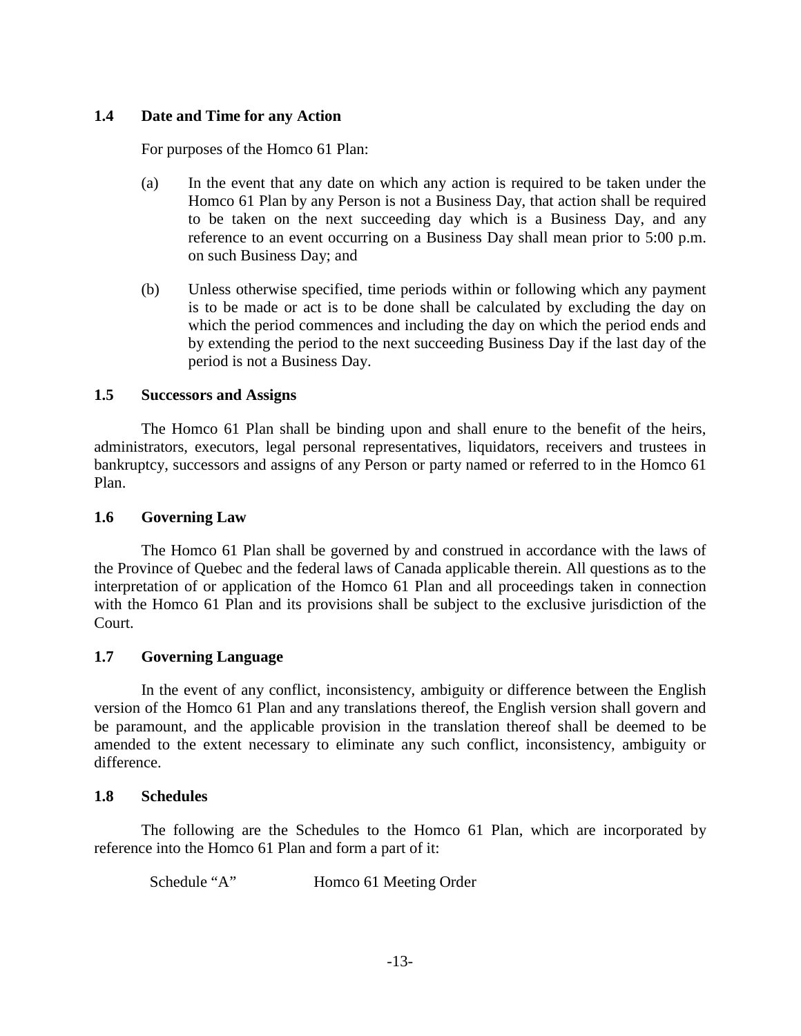### 1.4 Date and Time for any Action

For purposes of the Homco 61 Plan:

(a) In the event that any date on which any action is required to be taken under the Homco 61 Plan by any Person is not a Business Day, that action shall be required to be taken on the next succeeding day which is a Business Day, and any reference to an event occurring on a Business Day shall mean prior to 5:00 p.m. on such Business Day; and

(b) Unless otherwise specified, time periods within or following which any payment is to be made or act is to be done shall be calculated by excluding the day on which the period commences and including the day on which the period ends and by extending the period to the next succeeding Business Day if the last day of the period is not a Business Day.

### 1.5 Successors and Assigns

The Homco 61 Plan shall be binding upon and shall enure to the benefit of the heirs, administrators, executors, legal personal representatives, liquidators, receivers and trustees in bankruptcy, successors and assigns of any Person or party named or referred to in the Homco 61 Plan.

### 1.6 Governing Law

The Homco 61 Plan shall be governed by and construed in accordance with the laws of the Province of Quebec and the federal laws of Canada applicable therein. All questions as to the interpretation of or application of the Homco 61 Plan and all proceedings taken in connection with the Homco 61 Plan and its provisions shall be subject to the exclusive jurisdiction of the Court.

### 1.7 Governing Language

In the event of any conflict, inconsistency, ambiguity or difference between the English version of the Homco 61 Plan and any translations thereof, the English version shall govern and be paramount, and the applicable provision in the translation thereof shall be deemed to be amended to the extent necessary to eliminate any such conflict, inconsistency, ambiguity or difference.

### 1.8 Schedules

The following are the Schedules to the Homco 61 Plan, which are incorporated by reference into the Homco 61 Plan and form a part of it:

Schedule "A" Homco 61 Meeting Order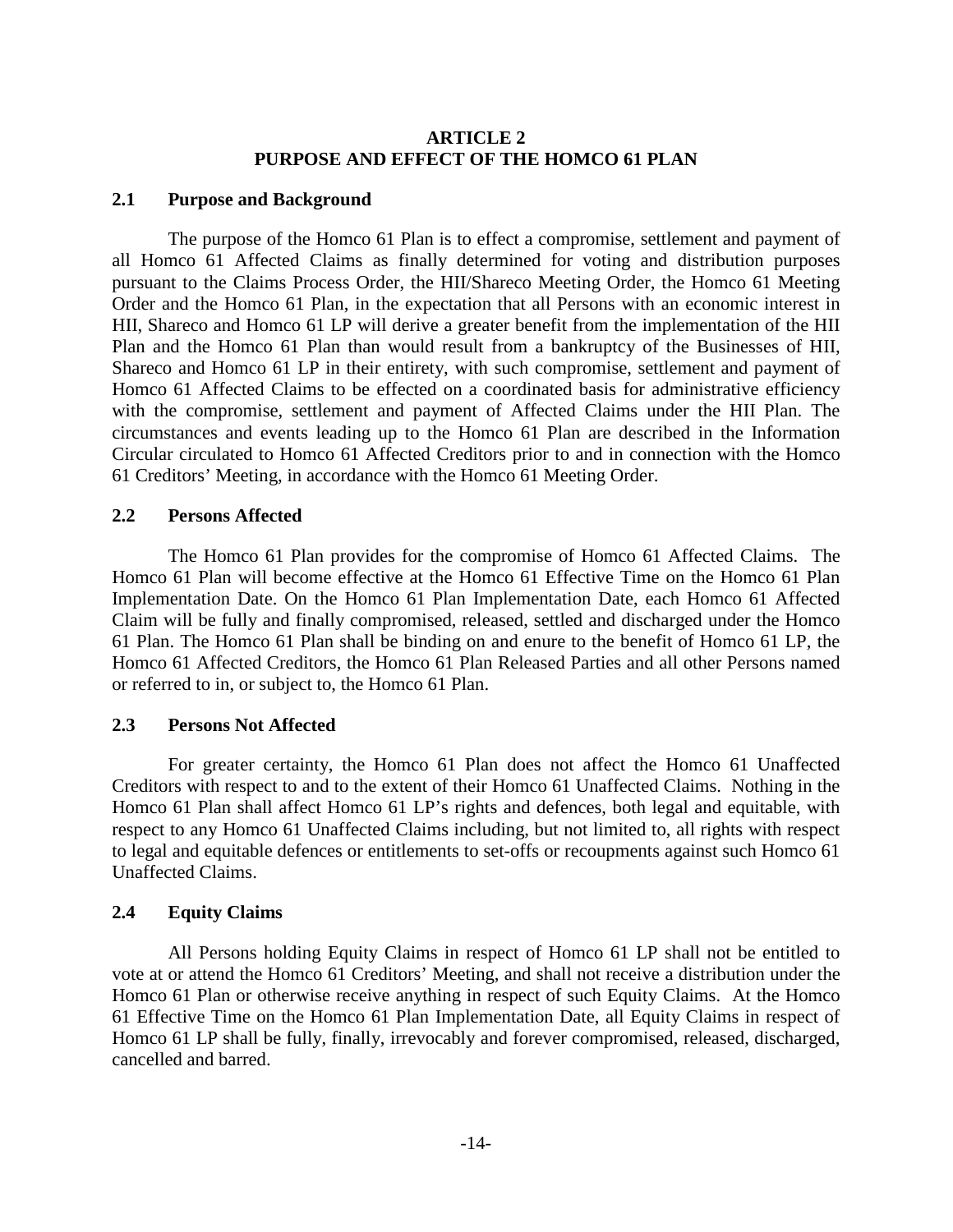# ARTICLE 2
# PURPOSE AND EFFECT OF THE HOMCO 61 PLAN

## 2.1 Purpose and Background

The purpose of the Homco 61 Plan is to effect a compromise, settlement and payment of all Homco 61 Affected Claims as finally determined for voting and distribution purposes pursuant to the Claims Process Order, the HII/Shareco Meeting Order, the Homco 61 Meeting Order and the Homco 61 Plan, in the expectation that all Persons with an economic interest in HII, Shareco and Homco 61 LP will derive a greater benefit from the implementation of the HII Plan and the Homco 61 Plan than would result from a bankruptcy of the Businesses of HII, Shareco and Homco 61 LP in their entirety, with such compromise, settlement and payment of Homco 61 Affected Claims to be effected on a coordinated basis for administrative efficiency with the compromise, settlement and payment of Affected Claims under the HII Plan. The circumstances and events leading up to the Homco 61 Plan are described in the Information Circular circulated to Homco 61 Affected Creditors prior to and in connection with the Homco 61 Creditors' Meeting, in accordance with the Homco 61 Meeting Order.

## 2.2 Persons Affected

The Homco 61 Plan provides for the compromise of Homco 61 Affected Claims. The Homco 61 Plan will become effective at the Homco 61 Effective Time on the Homco 61 Plan Implementation Date. On the Homco 61 Plan Implementation Date, each Homco 61 Affected Claim will be fully and finally compromised, released, settled and discharged under the Homco 61 Plan. The Homco 61 Plan shall be binding on and enure to the benefit of Homco 61 LP, the Homco 61 Affected Creditors, the Homco 61 Plan Released Parties and all other Persons named or referred to in, or subject to, the Homco 61 Plan.

## 2.3 Persons Not Affected

For greater certainty, the Homco 61 Plan does not affect the Homco 61 Unaffected Creditors with respect to and to the extent of their Homco 61 Unaffected Claims. Nothing in the Homco 61 Plan shall affect Homco 61 LP's rights and defences, both legal and equitable, with respect to any Homco 61 Unaffected Claims including, but not limited to, all rights with respect to legal and equitable defences or entitlements to set-offs or recoupments against such Homco 61 Unaffected Claims.

## 2.4 Equity Claims

All Persons holding Equity Claims in respect of Homco 61 LP shall not be entitled to vote at or attend the Homco 61 Creditors' Meeting, and shall not receive a distribution under the Homco 61 Plan or otherwise receive anything in respect of such Equity Claims. At the Homco 61 Effective Time on the Homco 61 Plan Implementation Date, all Equity Claims in respect of Homco 61 LP shall be fully, finally, irrevocably and forever compromised, released, discharged, cancelled and barred.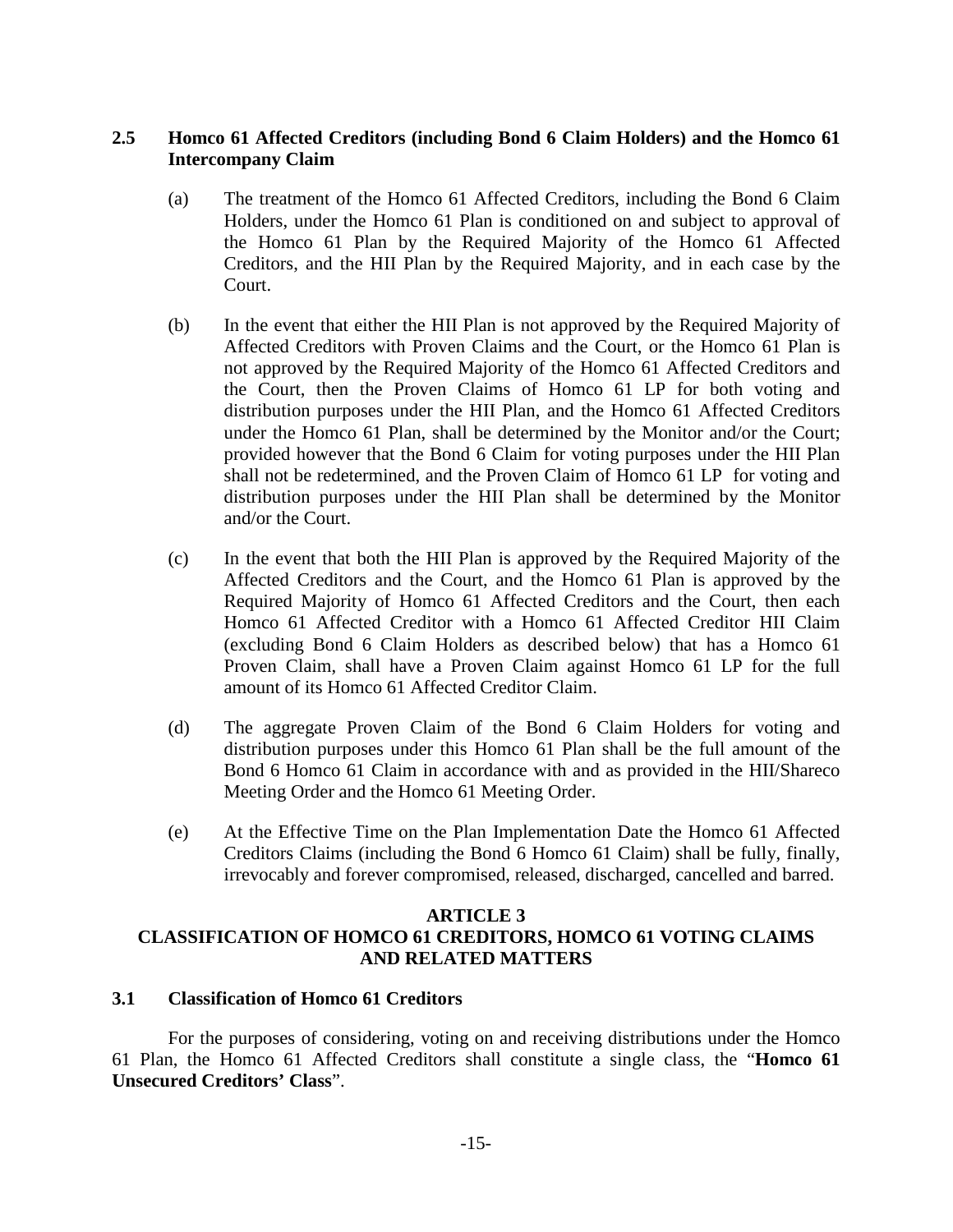### 2.5 Homco 61 Affected Creditors (including Bond 6 Claim Holders) and the Homco 61 Intercompany Claim

(a) The treatment of the Homco 61 Affected Creditors, including the Bond 6 Claim Holders, under the Homco 61 Plan is conditioned on and subject to approval of the Homco 61 Plan by the Required Majority of the Homco 61 Affected Creditors, and the HII Plan by the Required Majority, and in each case by the Court.

(b) In the event that either the HII Plan is not approved by the Required Majority of Affected Creditors with Proven Claims and the Court, or the Homco 61 Plan is not approved by the Required Majority of the Homco 61 Affected Creditors and the Court, then the Proven Claims of Homco 61 LP for both voting and distribution purposes under the HII Plan, and the Homco 61 Affected Creditors under the Homco 61 Plan, shall be determined by the Monitor and/or the Court; provided however that the Bond 6 Claim for voting purposes under the HII Plan shall not be redetermined, and the Proven Claim of Homco 61 LP for voting and distribution purposes under the HII Plan shall be determined by the Monitor and/or the Court.

(c) In the event that both the HII Plan is approved by the Required Majority of the Affected Creditors and the Court, and the Homco 61 Plan is approved by the Required Majority of Homco 61 Affected Creditors and the Court, then each Homco 61 Affected Creditor with a Homco 61 Affected Creditor HII Claim (excluding Bond 6 Claim Holders as described below) that has a Homco 61 Proven Claim, shall have a Proven Claim against Homco 61 LP for the full amount of its Homco 61 Affected Creditor Claim.

(d) The aggregate Proven Claim of the Bond 6 Claim Holders for voting and distribution purposes under this Homco 61 Plan shall be the full amount of the Bond 6 Homco 61 Claim in accordance with and as provided in the HII/Shareco Meeting Order and the Homco 61 Meeting Order.

(e) At the Effective Time on the Plan Implementation Date the Homco 61 Affected Creditors Claims (including the Bond 6 Homco 61 Claim) shall be fully, finally, irrevocably and forever compromised, released, discharged, cancelled and barred.

## ARTICLE 3
## CLASSIFICATION OF HOMCO 61 CREDITORS, HOMCO 61 VOTING CLAIMS AND RELATED MATTERS

### 3.1 Classification of Homco 61 Creditors

For the purposes of considering, voting on and receiving distributions under the Homco 61 Plan, the Homco 61 Affected Creditors shall constitute a single class, the "**Homco 61 Unsecured Creditors' Class**".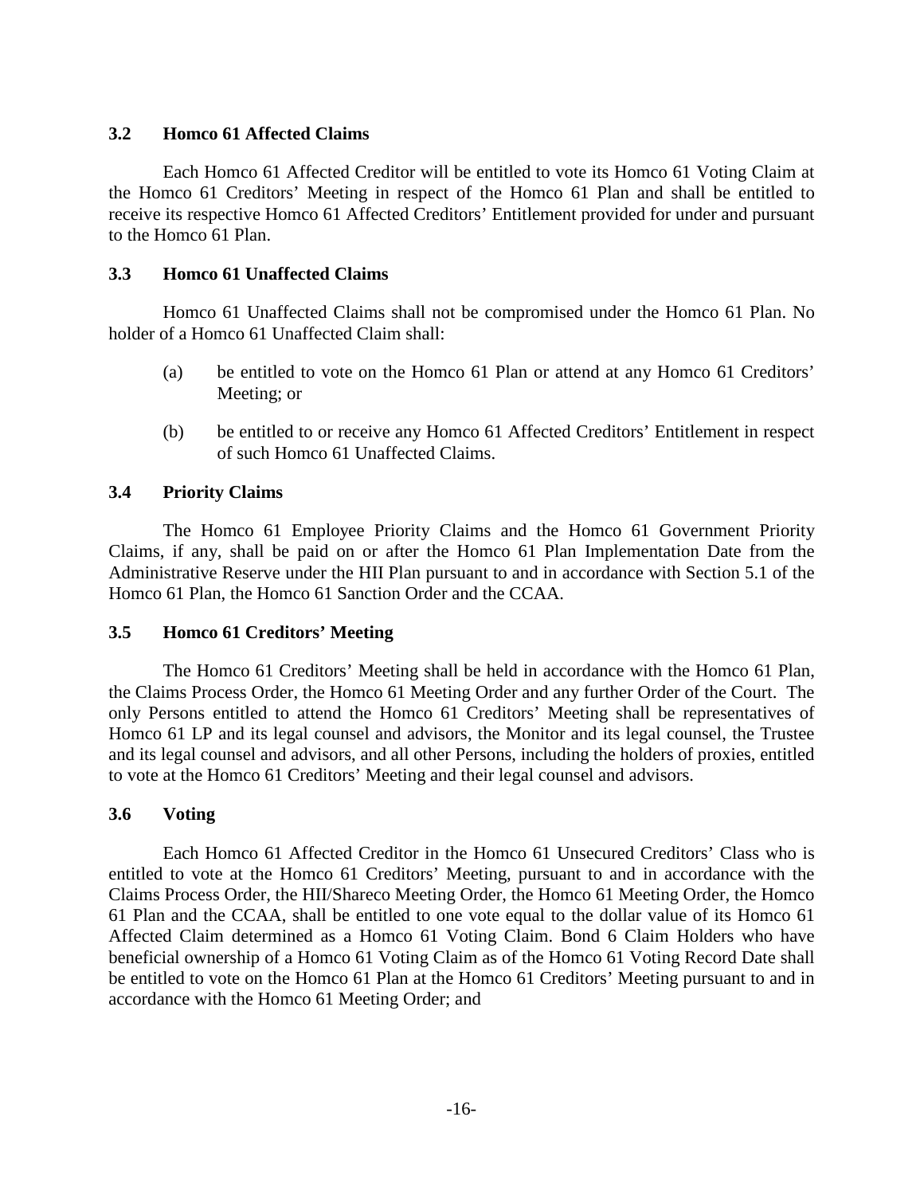### 3.2 Homco 61 Affected Claims

Each Homco 61 Affected Creditor will be entitled to vote its Homco 61 Voting Claim at the Homco 61 Creditors' Meeting in respect of the Homco 61 Plan and shall be entitled to receive its respective Homco 61 Affected Creditors' Entitlement provided for under and pursuant to the Homco 61 Plan.

### 3.3 Homco 61 Unaffected Claims

Homco 61 Unaffected Claims shall not be compromised under the Homco 61 Plan. No holder of a Homco 61 Unaffected Claim shall:

(a) be entitled to vote on the Homco 61 Plan or attend at any Homco 61 Creditors' Meeting; or

(b) be entitled to or receive any Homco 61 Affected Creditors' Entitlement in respect of such Homco 61 Unaffected Claims.

### 3.4 Priority Claims

The Homco 61 Employee Priority Claims and the Homco 61 Government Priority Claims, if any, shall be paid on or after the Homco 61 Plan Implementation Date from the Administrative Reserve under the HII Plan pursuant to and in accordance with Section 5.1 of the Homco 61 Plan, the Homco 61 Sanction Order and the CCAA.

### 3.5 Homco 61 Creditors' Meeting

The Homco 61 Creditors' Meeting shall be held in accordance with the Homco 61 Plan, the Claims Process Order, the Homco 61 Meeting Order and any further Order of the Court. The only Persons entitled to attend the Homco 61 Creditors' Meeting shall be representatives of Homco 61 LP and its legal counsel and advisors, the Monitor and its legal counsel, the Trustee and its legal counsel and advisors, and all other Persons, including the holders of proxies, entitled to vote at the Homco 61 Creditors' Meeting and their legal counsel and advisors.

### 3.6 Voting

Each Homco 61 Affected Creditor in the Homco 61 Unsecured Creditors' Class who is entitled to vote at the Homco 61 Creditors' Meeting, pursuant to and in accordance with the Claims Process Order, the HII/Shareco Meeting Order, the Homco 61 Meeting Order, the Homco 61 Plan and the CCAA, shall be entitled to one vote equal to the dollar value of its Homco 61 Affected Claim determined as a Homco 61 Voting Claim. Bond 6 Claim Holders who have beneficial ownership of a Homco 61 Voting Claim as of the Homco 61 Voting Record Date shall be entitled to vote on the Homco 61 Plan at the Homco 61 Creditors' Meeting pursuant to and in accordance with the Homco 61 Meeting Order; and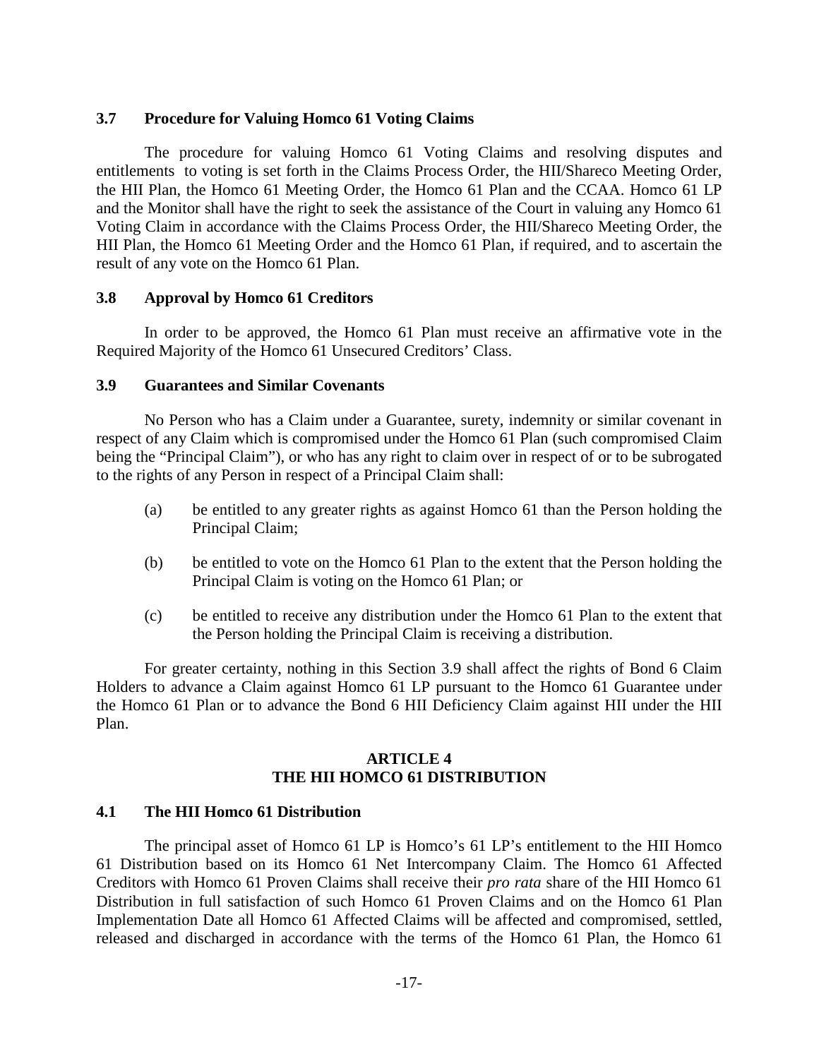### 3.7 Procedure for Valuing Homco 61 Voting Claims

The procedure for valuing Homco 61 Voting Claims and resolving disputes and entitlements to voting is set forth in the Claims Process Order, the HII/Shareco Meeting Order, the HII Plan, the Homco 61 Meeting Order, the Homco 61 Plan and the CCAA. Homco 61 LP and the Monitor shall have the right to seek the assistance of the Court in valuing any Homco 61 Voting Claim in accordance with the Claims Process Order, the HII/Shareco Meeting Order, the HII Plan, the Homco 61 Meeting Order and the Homco 61 Plan, if required, and to ascertain the result of any vote on the Homco 61 Plan.

### 3.8 Approval by Homco 61 Creditors

In order to be approved, the Homco 61 Plan must receive an affirmative vote in the Required Majority of the Homco 61 Unsecured Creditors' Class.

### 3.9 Guarantees and Similar Covenants

No Person who has a Claim under a Guarantee, surety, indemnity or similar covenant in respect of any Claim which is compromised under the Homco 61 Plan (such compromised Claim being the "Principal Claim"), or who has any right to claim over in respect of or to be subrogated to the rights of any Person in respect of a Principal Claim shall:

(a) be entitled to any greater rights as against Homco 61 than the Person holding the Principal Claim;

(b) be entitled to vote on the Homco 61 Plan to the extent that the Person holding the Principal Claim is voting on the Homco 61 Plan; or

(c) be entitled to receive any distribution under the Homco 61 Plan to the extent that the Person holding the Principal Claim is receiving a distribution.

For greater certainty, nothing in this Section 3.9 shall affect the rights of Bond 6 Claim Holders to advance a Claim against Homco 61 LP pursuant to the Homco 61 Guarantee under the Homco 61 Plan or to advance the Bond 6 HII Deficiency Claim against HII under the HII Plan.

## ARTICLE 4
## THE HII HOMCO 61 DISTRIBUTION

### 4.1 The HII Homco 61 Distribution

The principal asset of Homco 61 LP is Homco's 61 LP's entitlement to the HII Homco 61 Distribution based on its Homco 61 Net Intercompany Claim. The Homco 61 Affected Creditors with Homco 61 Proven Claims shall receive their *pro rata* share of the HII Homco 61 Distribution in full satisfaction of such Homco 61 Proven Claims and on the Homco 61 Plan Implementation Date all Homco 61 Affected Claims will be affected and compromised, settled, released and discharged in accordance with the terms of the Homco 61 Plan, the Homco 61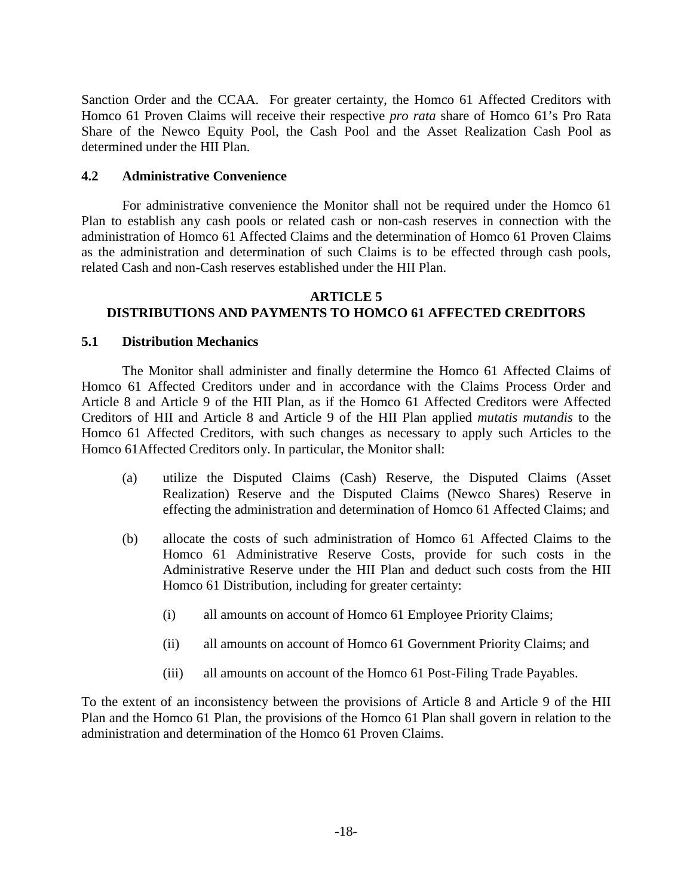Sanction Order and the CCAA. For greater certainty, the Homco 61 Affected Creditors with Homco 61 Proven Claims will receive their respective *pro rata* share of Homco 61's Pro Rata Share of the Newco Equity Pool, the Cash Pool and the Asset Realization Cash Pool as determined under the HII Plan.

### 4.2 Administrative Convenience

For administrative convenience the Monitor shall not be required under the Homco 61 Plan to establish any cash pools or related cash or non-cash reserves in connection with the administration of Homco 61 Affected Claims and the determination of Homco 61 Proven Claims as the administration and determination of such Claims is to be effected through cash pools, related Cash and non-Cash reserves established under the HII Plan.

## ARTICLE 5
## DISTRIBUTIONS AND PAYMENTS TO HOMCO 61 AFFECTED CREDITORS

### 5.1 Distribution Mechanics

The Monitor shall administer and finally determine the Homco 61 Affected Claims of Homco 61 Affected Creditors under and in accordance with the Claims Process Order and Article 8 and Article 9 of the HII Plan, as if the Homco 61 Affected Creditors were Affected Creditors of HII and Article 8 and Article 9 of the HII Plan applied *mutatis mutandis* to the Homco 61 Affected Creditors, with such changes as necessary to apply such Articles to the Homco 61Affected Creditors only. In particular, the Monitor shall:

(a) utilize the Disputed Claims (Cash) Reserve, the Disputed Claims (Asset Realization) Reserve and the Disputed Claims (Newco Shares) Reserve in effecting the administration and determination of Homco 61 Affected Claims; and

(b) allocate the costs of such administration of Homco 61 Affected Claims to the Homco 61 Administrative Reserve Costs, provide for such costs in the Administrative Reserve under the HII Plan and deduct such costs from the HII Homco 61 Distribution, including for greater certainty:

  (i) all amounts on account of Homco 61 Employee Priority Claims;

  (ii) all amounts on account of Homco 61 Government Priority Claims; and

  (iii) all amounts on account of the Homco 61 Post-Filing Trade Payables.

To the extent of an inconsistency between the provisions of Article 8 and Article 9 of the HII Plan and the Homco 61 Plan, the provisions of the Homco 61 Plan shall govern in relation to the administration and determination of the Homco 61 Proven Claims.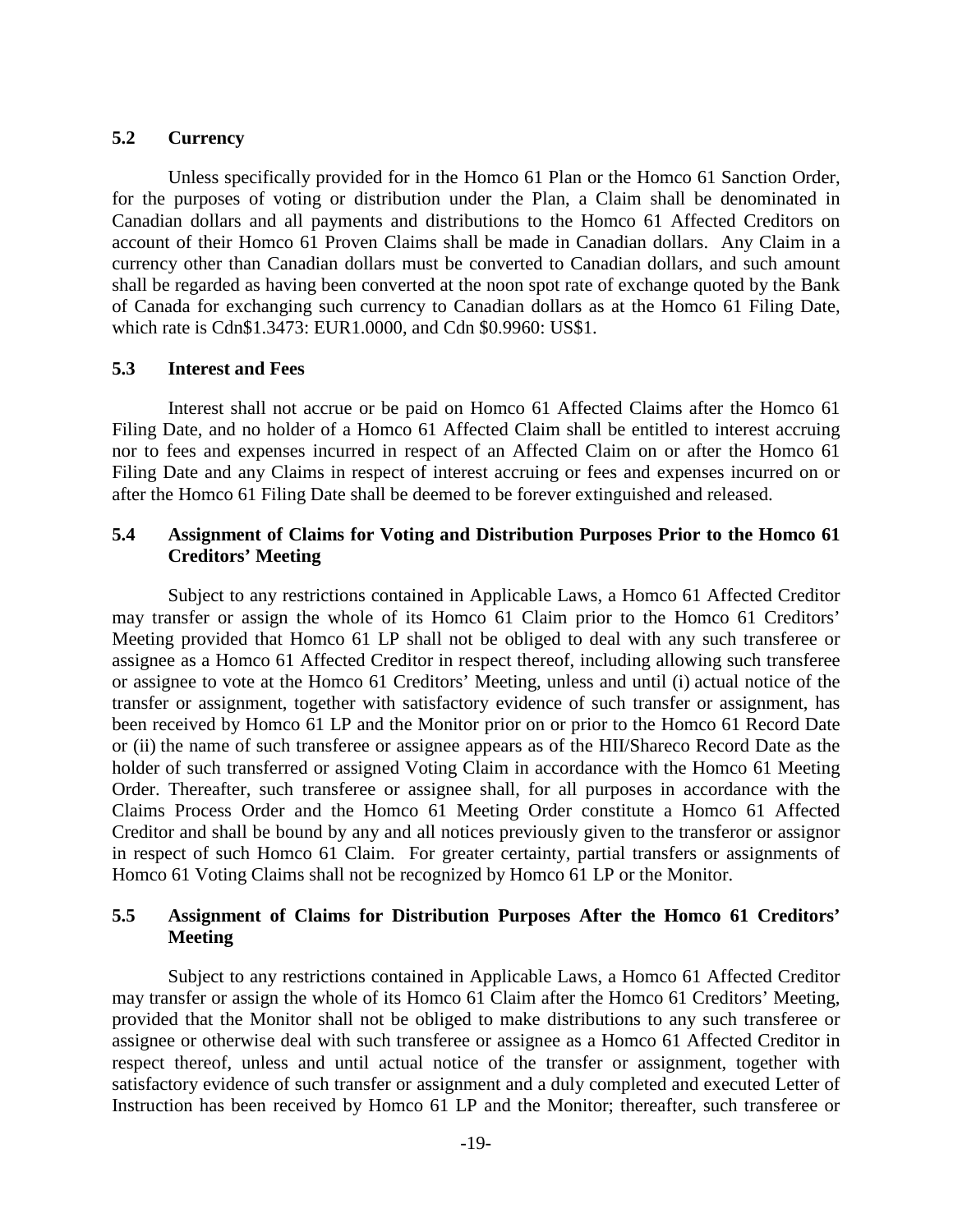### 5.2 Currency

Unless specifically provided for in the Homco 61 Plan or the Homco 61 Sanction Order, for the purposes of voting or distribution under the Plan, a Claim shall be denominated in Canadian dollars and all payments and distributions to the Homco 61 Affected Creditors on account of their Homco 61 Proven Claims shall be made in Canadian dollars. Any Claim in a currency other than Canadian dollars must be converted to Canadian dollars, and such amount shall be regarded as having been converted at the noon spot rate of exchange quoted by the Bank of Canada for exchanging such currency to Canadian dollars as at the Homco 61 Filing Date, which rate is Cdn$1.3473: EUR1.0000, and Cdn $0.9960: US$1.

### 5.3 Interest and Fees

Interest shall not accrue or be paid on Homco 61 Affected Claims after the Homco 61 Filing Date, and no holder of a Homco 61 Affected Claim shall be entitled to interest accruing nor to fees and expenses incurred in respect of an Affected Claim on or after the Homco 61 Filing Date and any Claims in respect of interest accruing or fees and expenses incurred on or after the Homco 61 Filing Date shall be deemed to be forever extinguished and released.

### 5.4 Assignment of Claims for Voting and Distribution Purposes Prior to the Homco 61 Creditors' Meeting

Subject to any restrictions contained in Applicable Laws, a Homco 61 Affected Creditor may transfer or assign the whole of its Homco 61 Claim prior to the Homco 61 Creditors' Meeting provided that Homco 61 LP shall not be obliged to deal with any such transferee or assignee as a Homco 61 Affected Creditor in respect thereof, including allowing such transferee or assignee to vote at the Homco 61 Creditors' Meeting, unless and until (i) actual notice of the transfer or assignment, together with satisfactory evidence of such transfer or assignment, has been received by Homco 61 LP and the Monitor prior on or prior to the Homco 61 Record Date or (ii) the name of such transferee or assignee appears as of the HII/Shareco Record Date as the holder of such transferred or assigned Voting Claim in accordance with the Homco 61 Meeting Order. Thereafter, such transferee or assignee shall, for all purposes in accordance with the Claims Process Order and the Homco 61 Meeting Order constitute a Homco 61 Affected Creditor and shall be bound by any and all notices previously given to the transferor or assignor in respect of such Homco 61 Claim. For greater certainty, partial transfers or assignments of Homco 61 Voting Claims shall not be recognized by Homco 61 LP or the Monitor.

### 5.5 Assignment of Claims for Distribution Purposes After the Homco 61 Creditors' Meeting

Subject to any restrictions contained in Applicable Laws, a Homco 61 Affected Creditor may transfer or assign the whole of its Homco 61 Claim after the Homco 61 Creditors' Meeting, provided that the Monitor shall not be obliged to make distributions to any such transferee or assignee or otherwise deal with such transferee or assignee as a Homco 61 Affected Creditor in respect thereof, unless and until actual notice of the transfer or assignment, together with satisfactory evidence of such transfer or assignment and a duly completed and executed Letter of Instruction has been received by Homco 61 LP and the Monitor; thereafter, such transferee or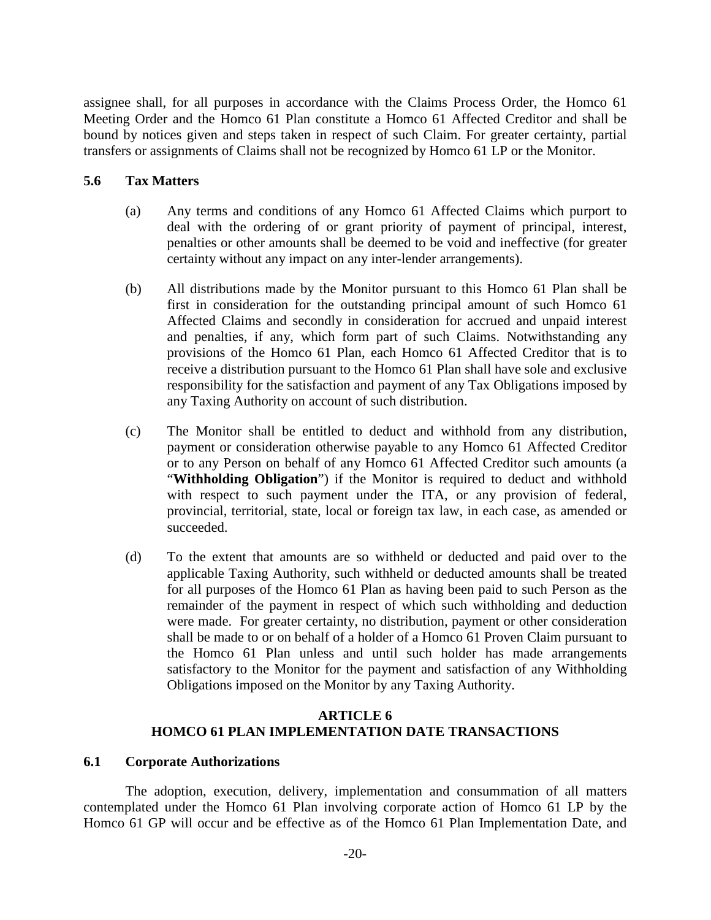assignee shall, for all purposes in accordance with the Claims Process Order, the Homco 61 Meeting Order and the Homco 61 Plan constitute a Homco 61 Affected Creditor and shall be bound by notices given and steps taken in respect of such Claim. For greater certainty, partial transfers or assignments of Claims shall not be recognized by Homco 61 LP or the Monitor.

### 5.6 Tax Matters

(a) Any terms and conditions of any Homco 61 Affected Claims which purport to deal with the ordering of or grant priority of payment of principal, interest, penalties or other amounts shall be deemed to be void and ineffective (for greater certainty without any impact on any inter-lender arrangements).

(b) All distributions made by the Monitor pursuant to this Homco 61 Plan shall be first in consideration for the outstanding principal amount of such Homco 61 Affected Claims and secondly in consideration for accrued and unpaid interest and penalties, if any, which form part of such Claims. Notwithstanding any provisions of the Homco 61 Plan, each Homco 61 Affected Creditor that is to receive a distribution pursuant to the Homco 61 Plan shall have sole and exclusive responsibility for the satisfaction and payment of any Tax Obligations imposed by any Taxing Authority on account of such distribution.

(c) The Monitor shall be entitled to deduct and withhold from any distribution, payment or consideration otherwise payable to any Homco 61 Affected Creditor or to any Person on behalf of any Homco 61 Affected Creditor such amounts (a "**Withholding Obligation**") if the Monitor is required to deduct and withhold with respect to such payment under the ITA, or any provision of federal, provincial, territorial, state, local or foreign tax law, in each case, as amended or succeeded.

(d) To the extent that amounts are so withheld or deducted and paid over to the applicable Taxing Authority, such withheld or deducted amounts shall be treated for all purposes of the Homco 61 Plan as having been paid to such Person as the remainder of the payment in respect of which such withholding and deduction were made. For greater certainty, no distribution, payment or other consideration shall be made to or on behalf of a holder of a Homco 61 Proven Claim pursuant to the Homco 61 Plan unless and until such holder has made arrangements satisfactory to the Monitor for the payment and satisfaction of any Withholding Obligations imposed on the Monitor by any Taxing Authority.

## ARTICLE 6
## HOMCO 61 PLAN IMPLEMENTATION DATE TRANSACTIONS

### 6.1 Corporate Authorizations

The adoption, execution, delivery, implementation and consummation of all matters contemplated under the Homco 61 Plan involving corporate action of Homco 61 LP by the Homco 61 GP will occur and be effective as of the Homco 61 Plan Implementation Date, and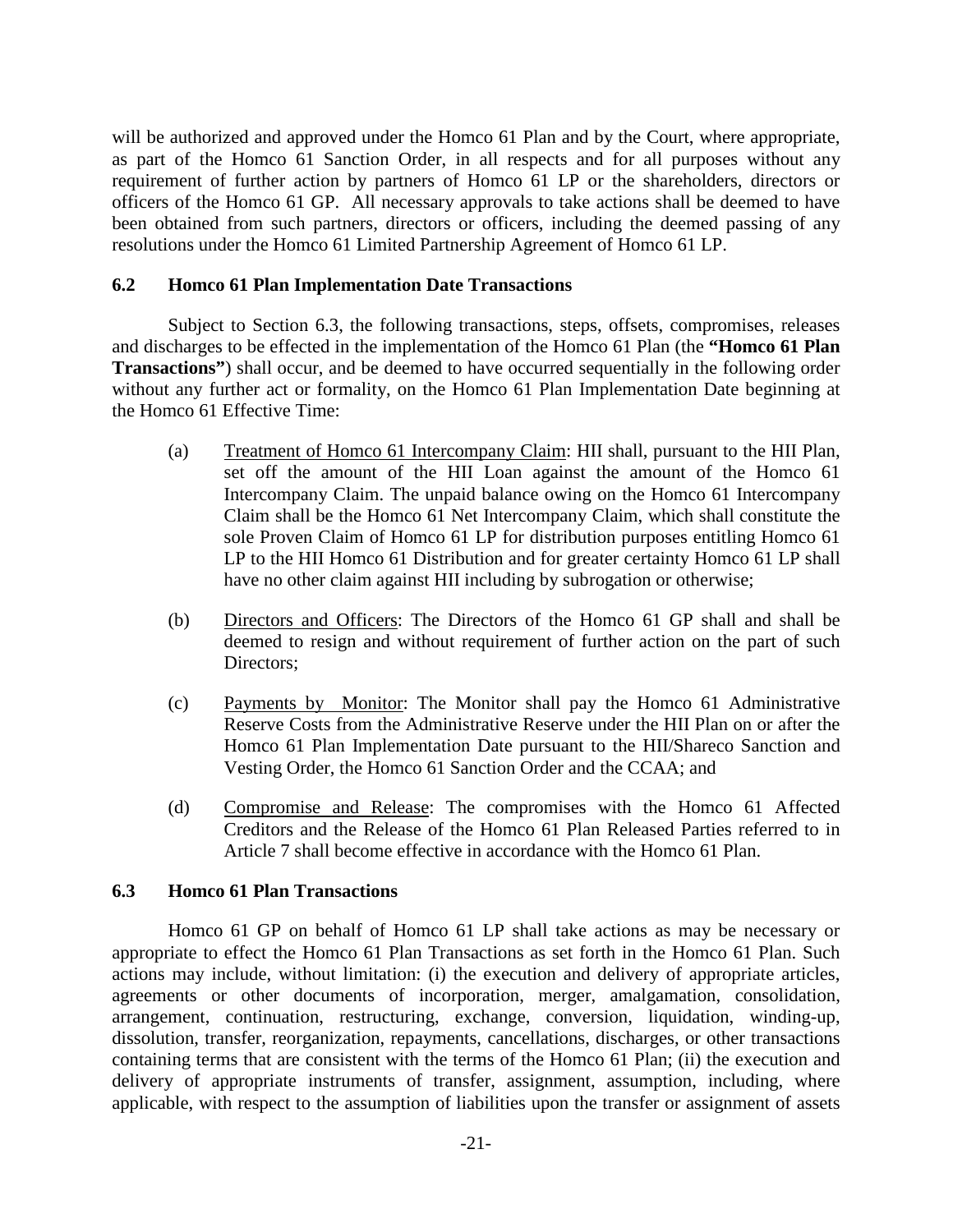will be authorized and approved under the Homco 61 Plan and by the Court, where appropriate, as part of the Homco 61 Sanction Order, in all respects and for all purposes without any requirement of further action by partners of Homco 61 LP or the shareholders, directors or officers of the Homco 61 GP. All necessary approvals to take actions shall be deemed to have been obtained from such partners, directors or officers, including the deemed passing of any resolutions under the Homco 61 Limited Partnership Agreement of Homco 61 LP.

### 6.2 Homco 61 Plan Implementation Date Transactions

Subject to Section 6.3, the following transactions, steps, offsets, compromises, releases and discharges to be effected in the implementation of the Homco 61 Plan (the **"Homco 61 Plan Transactions"**) shall occur, and be deemed to have occurred sequentially in the following order without any further act or formality, on the Homco 61 Plan Implementation Date beginning at the Homco 61 Effective Time:

(a) Treatment of Homco 61 Intercompany Claim: HII shall, pursuant to the HII Plan, set off the amount of the HII Loan against the amount of the Homco 61 Intercompany Claim. The unpaid balance owing on the Homco 61 Intercompany Claim shall be the Homco 61 Net Intercompany Claim, which shall constitute the sole Proven Claim of Homco 61 LP for distribution purposes entitling Homco 61 LP to the HII Homco 61 Distribution and for greater certainty Homco 61 LP shall have no other claim against HII including by subrogation or otherwise;

(b) Directors and Officers: The Directors of the Homco 61 GP shall and shall be deemed to resign and without requirement of further action on the part of such Directors;

(c) Payments by Monitor: The Monitor shall pay the Homco 61 Administrative Reserve Costs from the Administrative Reserve under the HII Plan on or after the Homco 61 Plan Implementation Date pursuant to the HII/Shareco Sanction and Vesting Order, the Homco 61 Sanction Order and the CCAA; and

(d) Compromise and Release: The compromises with the Homco 61 Affected Creditors and the Release of the Homco 61 Plan Released Parties referred to in Article 7 shall become effective in accordance with the Homco 61 Plan.

### 6.3 Homco 61 Plan Transactions

Homco 61 GP on behalf of Homco 61 LP shall take actions as may be necessary or appropriate to effect the Homco 61 Plan Transactions as set forth in the Homco 61 Plan. Such actions may include, without limitation: (i) the execution and delivery of appropriate articles, agreements or other documents of incorporation, merger, amalgamation, consolidation, arrangement, continuation, restructuring, exchange, conversion, liquidation, winding-up, dissolution, transfer, reorganization, repayments, cancellations, discharges, or other transactions containing terms that are consistent with the terms of the Homco 61 Plan; (ii) the execution and delivery of appropriate instruments of transfer, assignment, assumption, including, where applicable, with respect to the assumption of liabilities upon the transfer or assignment of assets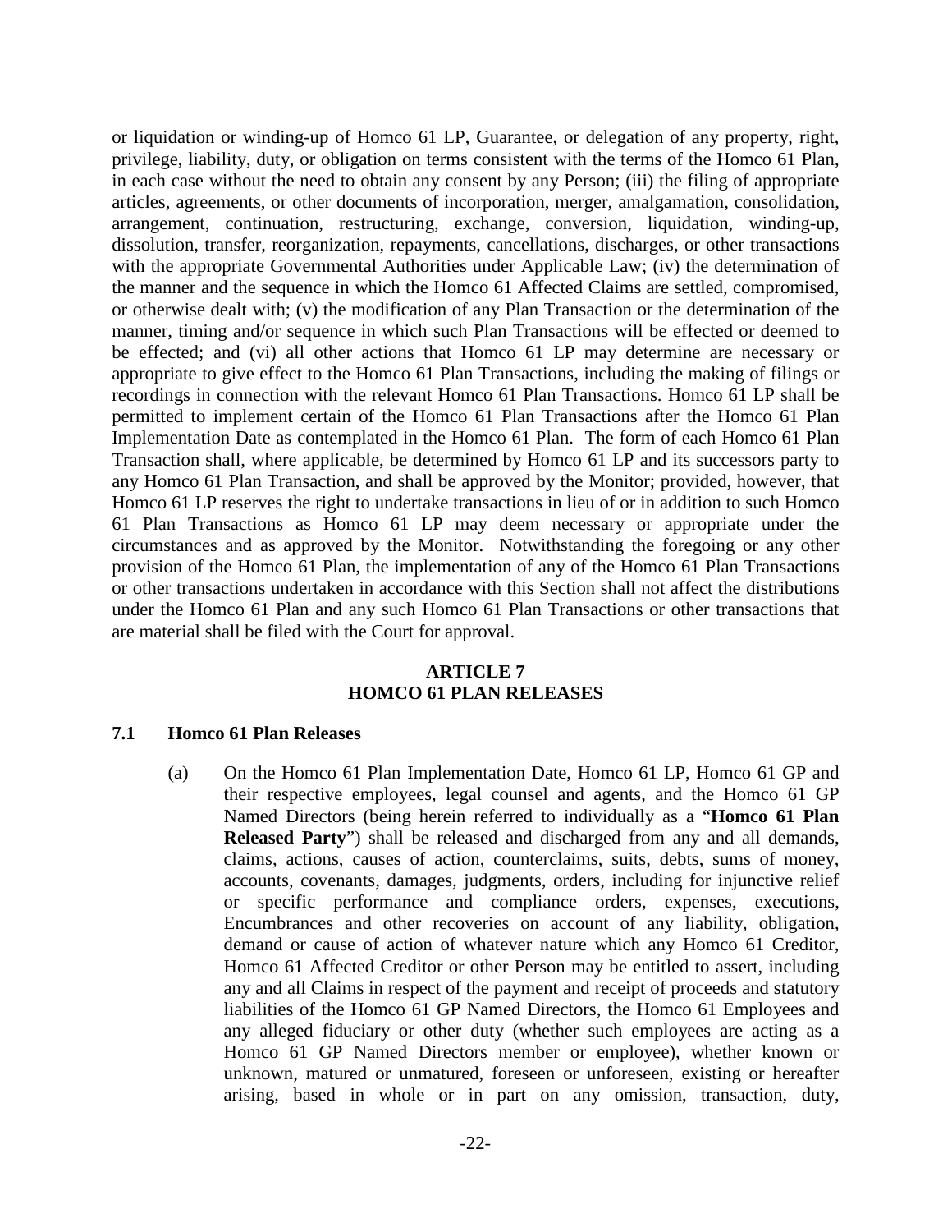or liquidation or winding-up of Homco 61 LP, Guarantee, or delegation of any property, right, privilege, liability, duty, or obligation on terms consistent with the terms of the Homco 61 Plan, in each case without the need to obtain any consent by any Person; (iii) the filing of appropriate articles, agreements, or other documents of incorporation, merger, amalgamation, consolidation, arrangement, continuation, restructuring, exchange, conversion, liquidation, winding-up, dissolution, transfer, reorganization, repayments, cancellations, discharges, or other transactions with the appropriate Governmental Authorities under Applicable Law; (iv) the determination of the manner and the sequence in which the Homco 61 Affected Claims are settled, compromised, or otherwise dealt with; (v) the modification of any Plan Transaction or the determination of the manner, timing and/or sequence in which such Plan Transactions will be effected or deemed to be effected; and (vi) all other actions that Homco 61 LP may determine are necessary or appropriate to give effect to the Homco 61 Plan Transactions, including the making of filings or recordings in connection with the relevant Homco 61 Plan Transactions. Homco 61 LP shall be permitted to implement certain of the Homco 61 Plan Transactions after the Homco 61 Plan Implementation Date as contemplated in the Homco 61 Plan. The form of each Homco 61 Plan Transaction shall, where applicable, be determined by Homco 61 LP and its successors party to any Homco 61 Plan Transaction, and shall be approved by the Monitor; provided, however, that Homco 61 LP reserves the right to undertake transactions in lieu of or in addition to such Homco 61 Plan Transactions as Homco 61 LP may deem necessary or appropriate under the circumstances and as approved by the Monitor. Notwithstanding the foregoing or any other provision of the Homco 61 Plan, the implementation of any of the Homco 61 Plan Transactions or other transactions undertaken in accordance with this Section shall not affect the distributions under the Homco 61 Plan and any such Homco 61 Plan Transactions or other transactions that are material shall be filed with the Court for approval.

## ARTICLE 7
## HOMCO 61 PLAN RELEASES

### 7.1 Homco 61 Plan Releases

(a) On the Homco 61 Plan Implementation Date, Homco 61 LP, Homco 61 GP and their respective employees, legal counsel and agents, and the Homco 61 GP Named Directors (being herein referred to individually as a "**Homco 61 Plan Released Party**") shall be released and discharged from any and all demands, claims, actions, causes of action, counterclaims, suits, debts, sums of money, accounts, covenants, damages, judgments, orders, including for injunctive relief or specific performance and compliance orders, expenses, executions, Encumbrances and other recoveries on account of any liability, obligation, demand or cause of action of whatever nature which any Homco 61 Creditor, Homco 61 Affected Creditor or other Person may be entitled to assert, including any and all Claims in respect of the payment and receipt of proceeds and statutory liabilities of the Homco 61 GP Named Directors, the Homco 61 Employees and any alleged fiduciary or other duty (whether such employees are acting as a Homco 61 GP Named Directors member or employee), whether known or unknown, matured or unmatured, foreseen or unforeseen, existing or hereafter arising, based in whole or in part on any omission, transaction, duty,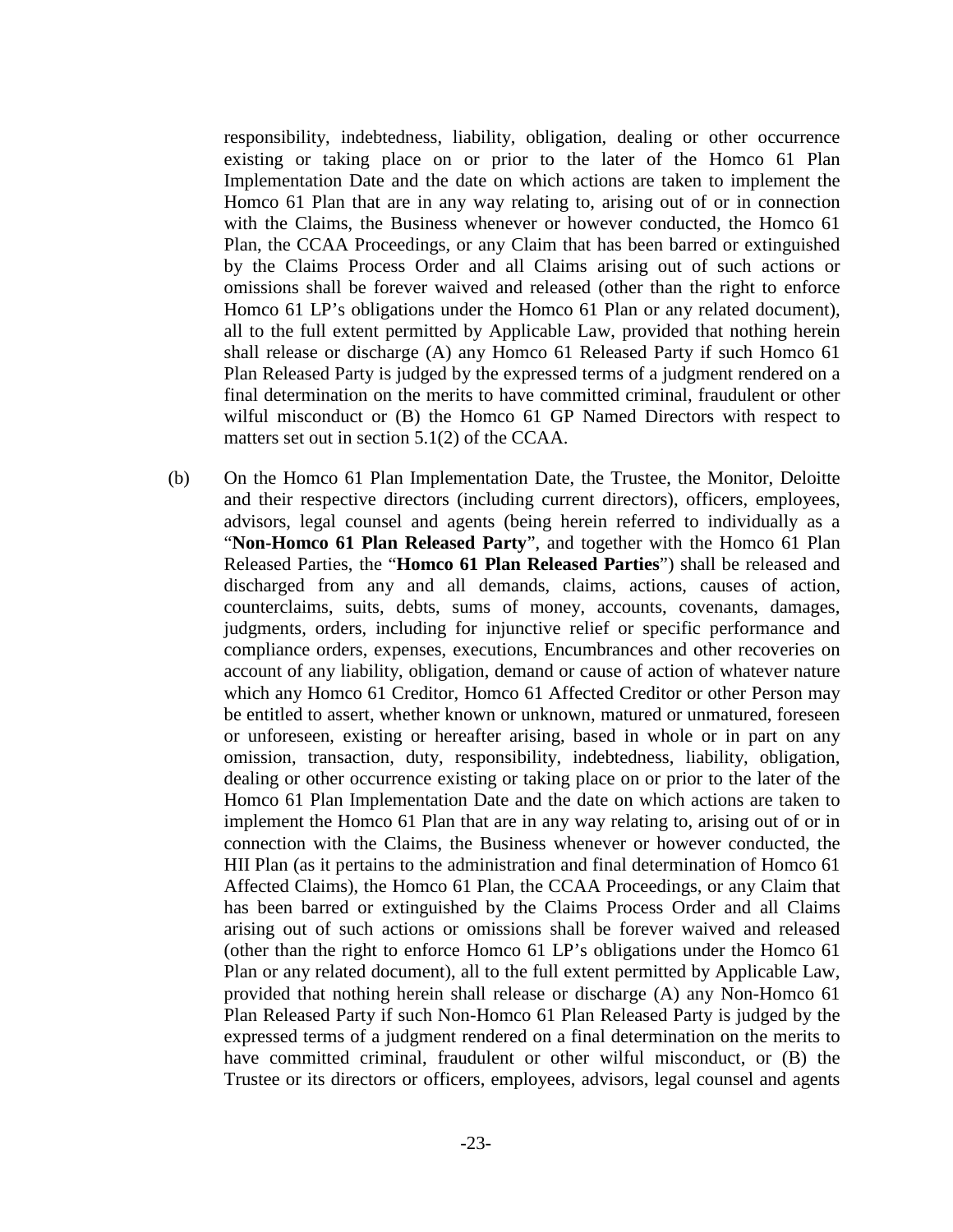responsibility, indebtedness, liability, obligation, dealing or other occurrence existing or taking place on or prior to the later of the Homco 61 Plan Implementation Date and the date on which actions are taken to implement the Homco 61 Plan that are in any way relating to, arising out of or in connection with the Claims, the Business whenever or however conducted, the Homco 61 Plan, the CCAA Proceedings, or any Claim that has been barred or extinguished by the Claims Process Order and all Claims arising out of such actions or omissions shall be forever waived and released (other than the right to enforce Homco 61 LP's obligations under the Homco 61 Plan or any related document), all to the full extent permitted by Applicable Law, provided that nothing herein shall release or discharge (A) any Homco 61 Released Party if such Homco 61 Plan Released Party is judged by the expressed terms of a judgment rendered on a final determination on the merits to have committed criminal, fraudulent or other wilful misconduct or (B) the Homco 61 GP Named Directors with respect to matters set out in section 5.1(2) of the CCAA.

(b) On the Homco 61 Plan Implementation Date, the Trustee, the Monitor, Deloitte and their respective directors (including current directors), officers, employees, advisors, legal counsel and agents (being herein referred to individually as a "**Non-Homco 61 Plan Released Party**", and together with the Homco 61 Plan Released Parties, the "**Homco 61 Plan Released Parties**") shall be released and discharged from any and all demands, claims, actions, causes of action, counterclaims, suits, debts, sums of money, accounts, covenants, damages, judgments, orders, including for injunctive relief or specific performance and compliance orders, expenses, executions, Encumbrances and other recoveries on account of any liability, obligation, demand or cause of action of whatever nature which any Homco 61 Creditor, Homco 61 Affected Creditor or other Person may be entitled to assert, whether known or unknown, matured or unmatured, foreseen or unforeseen, existing or hereafter arising, based in whole or in part on any omission, transaction, duty, responsibility, indebtedness, liability, obligation, dealing or other occurrence existing or taking place on or prior to the later of the Homco 61 Plan Implementation Date and the date on which actions are taken to implement the Homco 61 Plan that are in any way relating to, arising out of or in connection with the Claims, the Business whenever or however conducted, the HII Plan (as it pertains to the administration and final determination of Homco 61 Affected Claims), the Homco 61 Plan, the CCAA Proceedings, or any Claim that has been barred or extinguished by the Claims Process Order and all Claims arising out of such actions or omissions shall be forever waived and released (other than the right to enforce Homco 61 LP's obligations under the Homco 61 Plan or any related document), all to the full extent permitted by Applicable Law, provided that nothing herein shall release or discharge (A) any Non-Homco 61 Plan Released Party if such Non-Homco 61 Plan Released Party is judged by the expressed terms of a judgment rendered on a final determination on the merits to have committed criminal, fraudulent or other wilful misconduct, or (B) the Trustee or its directors or officers, employees, advisors, legal counsel and agents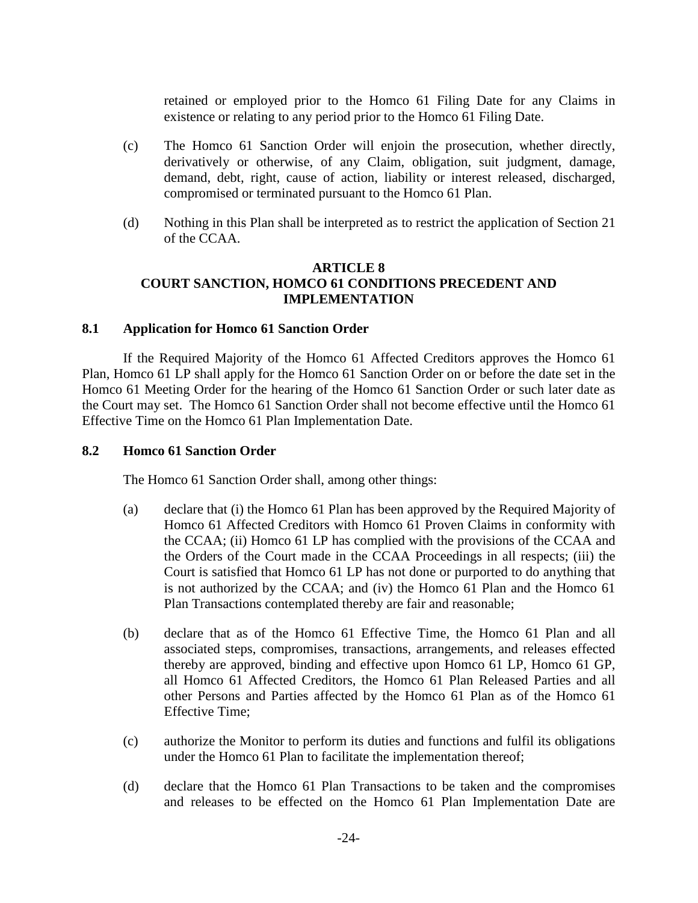retained or employed prior to the Homco 61 Filing Date for any Claims in existence or relating to any period prior to the Homco 61 Filing Date.

(c) The Homco 61 Sanction Order will enjoin the prosecution, whether directly, derivatively or otherwise, of any Claim, obligation, suit judgment, damage, demand, debt, right, cause of action, liability or interest released, discharged, compromised or terminated pursuant to the Homco 61 Plan.

(d) Nothing in this Plan shall be interpreted as to restrict the application of Section 21 of the CCAA.

## ARTICLE 8
## COURT SANCTION, HOMCO 61 CONDITIONS PRECEDENT AND IMPLEMENTATION

### 8.1 Application for Homco 61 Sanction Order

If the Required Majority of the Homco 61 Affected Creditors approves the Homco 61 Plan, Homco 61 LP shall apply for the Homco 61 Sanction Order on or before the date set in the Homco 61 Meeting Order for the hearing of the Homco 61 Sanction Order or such later date as the Court may set. The Homco 61 Sanction Order shall not become effective until the Homco 61 Effective Time on the Homco 61 Plan Implementation Date.

### 8.2 Homco 61 Sanction Order

The Homco 61 Sanction Order shall, among other things:

(a) declare that (i) the Homco 61 Plan has been approved by the Required Majority of Homco 61 Affected Creditors with Homco 61 Proven Claims in conformity with the CCAA; (ii) Homco 61 LP has complied with the provisions of the CCAA and the Orders of the Court made in the CCAA Proceedings in all respects; (iii) the Court is satisfied that Homco 61 LP has not done or purported to do anything that is not authorized by the CCAA; and (iv) the Homco 61 Plan and the Homco 61 Plan Transactions contemplated thereby are fair and reasonable;

(b) declare that as of the Homco 61 Effective Time, the Homco 61 Plan and all associated steps, compromises, transactions, arrangements, and releases effected thereby are approved, binding and effective upon Homco 61 LP, Homco 61 GP, all Homco 61 Affected Creditors, the Homco 61 Plan Released Parties and all other Persons and Parties affected by the Homco 61 Plan as of the Homco 61 Effective Time;

(c) authorize the Monitor to perform its duties and functions and fulfil its obligations under the Homco 61 Plan to facilitate the implementation thereof;

(d) declare that the Homco 61 Plan Transactions to be taken and the compromises and releases to be effected on the Homco 61 Plan Implementation Date are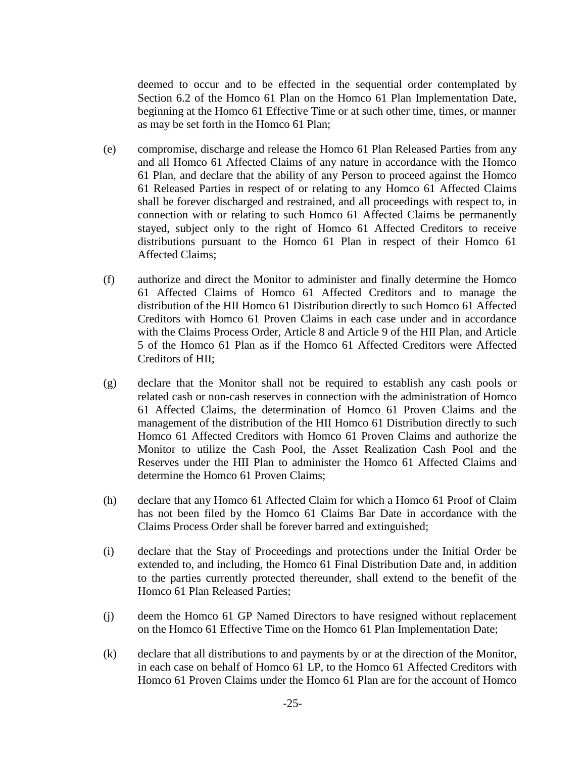deemed to occur and to be effected in the sequential order contemplated by Section 6.2 of the Homco 61 Plan on the Homco 61 Plan Implementation Date, beginning at the Homco 61 Effective Time or at such other time, times, or manner as may be set forth in the Homco 61 Plan;

(e) compromise, discharge and release the Homco 61 Plan Released Parties from any and all Homco 61 Affected Claims of any nature in accordance with the Homco 61 Plan, and declare that the ability of any Person to proceed against the Homco 61 Released Parties in respect of or relating to any Homco 61 Affected Claims shall be forever discharged and restrained, and all proceedings with respect to, in connection with or relating to such Homco 61 Affected Claims be permanently stayed, subject only to the right of Homco 61 Affected Creditors to receive distributions pursuant to the Homco 61 Plan in respect of their Homco 61 Affected Claims;

(f) authorize and direct the Monitor to administer and finally determine the Homco 61 Affected Claims of Homco 61 Affected Creditors and to manage the distribution of the HII Homco 61 Distribution directly to such Homco 61 Affected Creditors with Homco 61 Proven Claims in each case under and in accordance with the Claims Process Order, Article 8 and Article 9 of the HII Plan, and Article 5 of the Homco 61 Plan as if the Homco 61 Affected Creditors were Affected Creditors of HII;

(g) declare that the Monitor shall not be required to establish any cash pools or related cash or non-cash reserves in connection with the administration of Homco 61 Affected Claims, the determination of Homco 61 Proven Claims and the management of the distribution of the HII Homco 61 Distribution directly to such Homco 61 Affected Creditors with Homco 61 Proven Claims and authorize the Monitor to utilize the Cash Pool, the Asset Realization Cash Pool and the Reserves under the HII Plan to administer the Homco 61 Affected Claims and determine the Homco 61 Proven Claims;

(h) declare that any Homco 61 Affected Claim for which a Homco 61 Proof of Claim has not been filed by the Homco 61 Claims Bar Date in accordance with the Claims Process Order shall be forever barred and extinguished;

(i) declare that the Stay of Proceedings and protections under the Initial Order be extended to, and including, the Homco 61 Final Distribution Date and, in addition to the parties currently protected thereunder, shall extend to the benefit of the Homco 61 Plan Released Parties;

(j) deem the Homco 61 GP Named Directors to have resigned without replacement on the Homco 61 Effective Time on the Homco 61 Plan Implementation Date;

(k) declare that all distributions to and payments by or at the direction of the Monitor, in each case on behalf of Homco 61 LP, to the Homco 61 Affected Creditors with Homco 61 Proven Claims under the Homco 61 Plan are for the account of Homco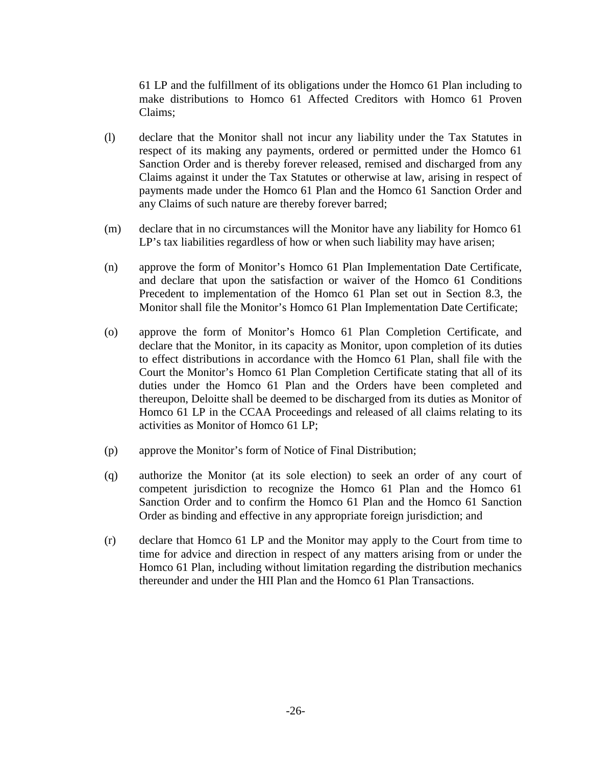61 LP and the fulfillment of its obligations under the Homco 61 Plan including to make distributions to Homco 61 Affected Creditors with Homco 61 Proven Claims;

(l) declare that the Monitor shall not incur any liability under the Tax Statutes in respect of its making any payments, ordered or permitted under the Homco 61 Sanction Order and is thereby forever released, remised and discharged from any Claims against it under the Tax Statutes or otherwise at law, arising in respect of payments made under the Homco 61 Plan and the Homco 61 Sanction Order and any Claims of such nature are thereby forever barred;

(m) declare that in no circumstances will the Monitor have any liability for Homco 61 LP's tax liabilities regardless of how or when such liability may have arisen;

(n) approve the form of Monitor's Homco 61 Plan Implementation Date Certificate, and declare that upon the satisfaction or waiver of the Homco 61 Conditions Precedent to implementation of the Homco 61 Plan set out in Section 8.3, the Monitor shall file the Monitor's Homco 61 Plan Implementation Date Certificate;

(o) approve the form of Monitor's Homco 61 Plan Completion Certificate, and declare that the Monitor, in its capacity as Monitor, upon completion of its duties to effect distributions in accordance with the Homco 61 Plan, shall file with the Court the Monitor's Homco 61 Plan Completion Certificate stating that all of its duties under the Homco 61 Plan and the Orders have been completed and thereupon, Deloitte shall be deemed to be discharged from its duties as Monitor of Homco 61 LP in the CCAA Proceedings and released of all claims relating to its activities as Monitor of Homco 61 LP;

(p) approve the Monitor's form of Notice of Final Distribution;

(q) authorize the Monitor (at its sole election) to seek an order of any court of competent jurisdiction to recognize the Homco 61 Plan and the Homco 61 Sanction Order and to confirm the Homco 61 Plan and the Homco 61 Sanction Order as binding and effective in any appropriate foreign jurisdiction; and

(r) declare that Homco 61 LP and the Monitor may apply to the Court from time to time for advice and direction in respect of any matters arising from or under the Homco 61 Plan, including without limitation regarding the distribution mechanics thereunder and under the HII Plan and the Homco 61 Plan Transactions.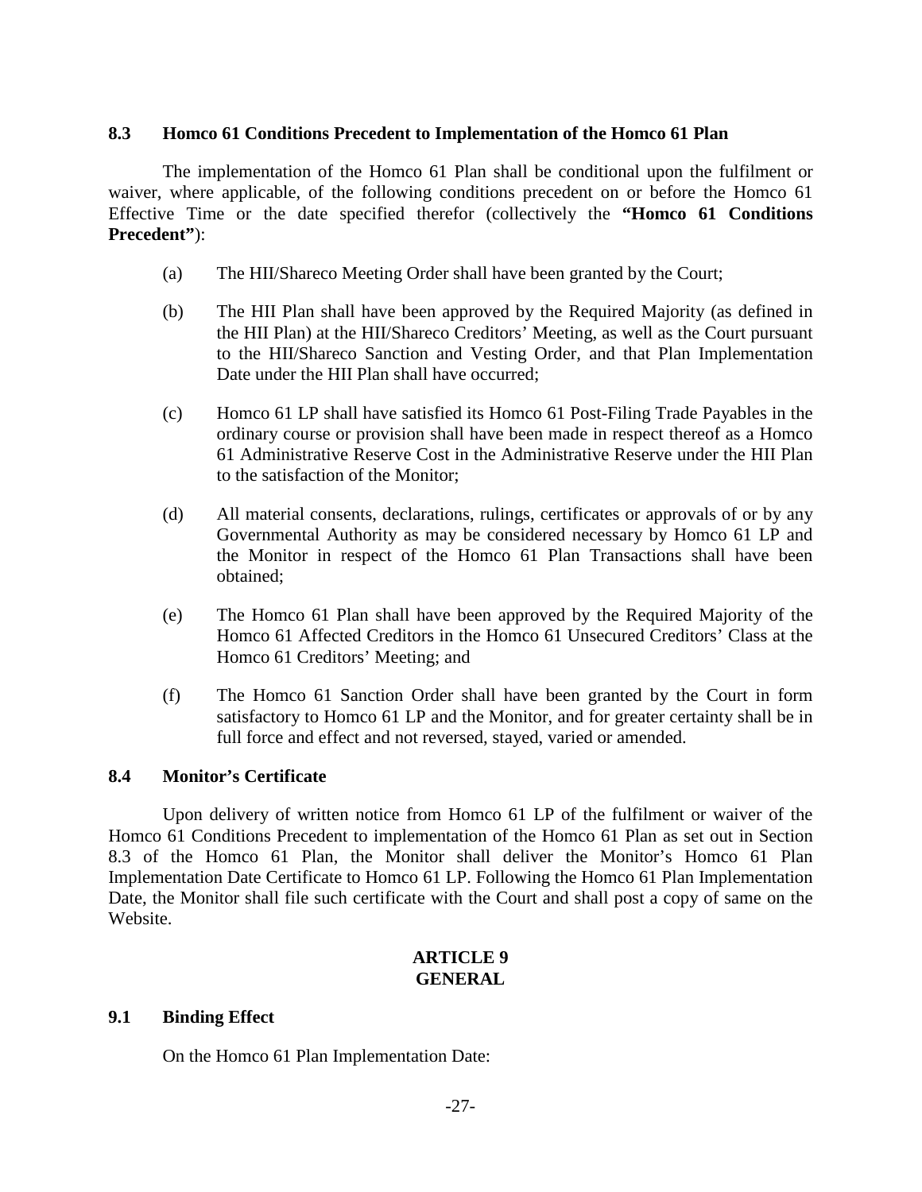### 8.3 Homco 61 Conditions Precedent to Implementation of the Homco 61 Plan

The implementation of the Homco 61 Plan shall be conditional upon the fulfilment or waiver, where applicable, of the following conditions precedent on or before the Homco 61 Effective Time or the date specified therefor (collectively the **"Homco 61 Conditions Precedent"**):

(a) The HII/Shareco Meeting Order shall have been granted by the Court;

(b) The HII Plan shall have been approved by the Required Majority (as defined in the HII Plan) at the HII/Shareco Creditors' Meeting, as well as the Court pursuant to the HII/Shareco Sanction and Vesting Order, and that Plan Implementation Date under the HII Plan shall have occurred;

(c) Homco 61 LP shall have satisfied its Homco 61 Post-Filing Trade Payables in the ordinary course or provision shall have been made in respect thereof as a Homco 61 Administrative Reserve Cost in the Administrative Reserve under the HII Plan to the satisfaction of the Monitor;

(d) All material consents, declarations, rulings, certificates or approvals of or by any Governmental Authority as may be considered necessary by Homco 61 LP and the Monitor in respect of the Homco 61 Plan Transactions shall have been obtained;

(e) The Homco 61 Plan shall have been approved by the Required Majority of the Homco 61 Affected Creditors in the Homco 61 Unsecured Creditors' Class at the Homco 61 Creditors' Meeting; and

(f) The Homco 61 Sanction Order shall have been granted by the Court in form satisfactory to Homco 61 LP and the Monitor, and for greater certainty shall be in full force and effect and not reversed, stayed, varied or amended.

### 8.4 Monitor's Certificate

Upon delivery of written notice from Homco 61 LP of the fulfilment or waiver of the Homco 61 Conditions Precedent to implementation of the Homco 61 Plan as set out in Section 8.3 of the Homco 61 Plan, the Monitor shall deliver the Monitor's Homco 61 Plan Implementation Date Certificate to Homco 61 LP. Following the Homco 61 Plan Implementation Date, the Monitor shall file such certificate with the Court and shall post a copy of same on the Website.

## ARTICLE 9
## GENERAL

### 9.1 Binding Effect

On the Homco 61 Plan Implementation Date: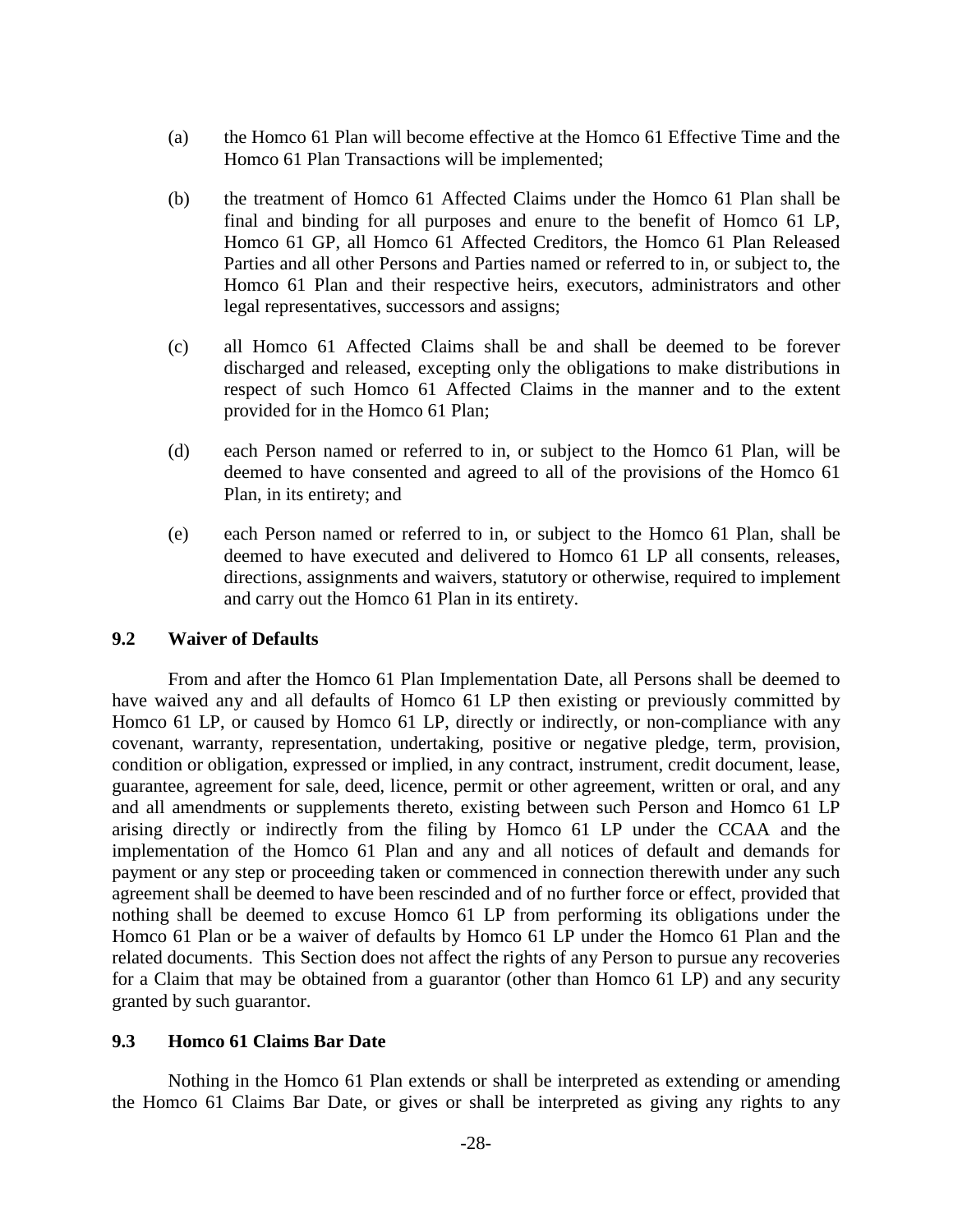(a) the Homco 61 Plan will become effective at the Homco 61 Effective Time and the Homco 61 Plan Transactions will be implemented;

(b) the treatment of Homco 61 Affected Claims under the Homco 61 Plan shall be final and binding for all purposes and enure to the benefit of Homco 61 LP, Homco 61 GP, all Homco 61 Affected Creditors, the Homco 61 Plan Released Parties and all other Persons and Parties named or referred to in, or subject to, the Homco 61 Plan and their respective heirs, executors, administrators and other legal representatives, successors and assigns;

(c) all Homco 61 Affected Claims shall be and shall be deemed to be forever discharged and released, excepting only the obligations to make distributions in respect of such Homco 61 Affected Claims in the manner and to the extent provided for in the Homco 61 Plan;

(d) each Person named or referred to in, or subject to the Homco 61 Plan, will be deemed to have consented and agreed to all of the provisions of the Homco 61 Plan, in its entirety; and

(e) each Person named or referred to in, or subject to the Homco 61 Plan, shall be deemed to have executed and delivered to Homco 61 LP all consents, releases, directions, assignments and waivers, statutory or otherwise, required to implement and carry out the Homco 61 Plan in its entirety.

### 9.2 Waiver of Defaults

From and after the Homco 61 Plan Implementation Date, all Persons shall be deemed to have waived any and all defaults of Homco 61 LP then existing or previously committed by Homco 61 LP, or caused by Homco 61 LP, directly or indirectly, or non-compliance with any covenant, warranty, representation, undertaking, positive or negative pledge, term, provision, condition or obligation, expressed or implied, in any contract, instrument, credit document, lease, guarantee, agreement for sale, deed, licence, permit or other agreement, written or oral, and any and all amendments or supplements thereto, existing between such Person and Homco 61 LP arising directly or indirectly from the filing by Homco 61 LP under the CCAA and the implementation of the Homco 61 Plan and any and all notices of default and demands for payment or any step or proceeding taken or commenced in connection therewith under any such agreement shall be deemed to have been rescinded and of no further force or effect, provided that nothing shall be deemed to excuse Homco 61 LP from performing its obligations under the Homco 61 Plan or be a waiver of defaults by Homco 61 LP under the Homco 61 Plan and the related documents. This Section does not affect the rights of any Person to pursue any recoveries for a Claim that may be obtained from a guarantor (other than Homco 61 LP) and any security granted by such guarantor.

### 9.3 Homco 61 Claims Bar Date

Nothing in the Homco 61 Plan extends or shall be interpreted as extending or amending the Homco 61 Claims Bar Date, or gives or shall be interpreted as giving any rights to any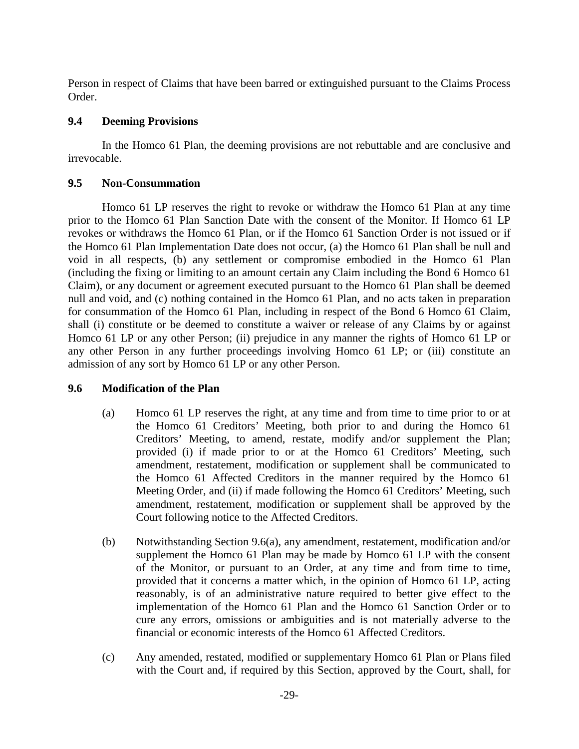Person in respect of Claims that have been barred or extinguished pursuant to the Claims Process Order.

### 9.4 Deeming Provisions

In the Homco 61 Plan, the deeming provisions are not rebuttable and are conclusive and irrevocable.

### 9.5 Non-Consummation

Homco 61 LP reserves the right to revoke or withdraw the Homco 61 Plan at any time prior to the Homco 61 Plan Sanction Date with the consent of the Monitor. If Homco 61 LP revokes or withdraws the Homco 61 Plan, or if the Homco 61 Sanction Order is not issued or if the Homco 61 Plan Implementation Date does not occur, (a) the Homco 61 Plan shall be null and void in all respects, (b) any settlement or compromise embodied in the Homco 61 Plan (including the fixing or limiting to an amount certain any Claim including the Bond 6 Homco 61 Claim), or any document or agreement executed pursuant to the Homco 61 Plan shall be deemed null and void, and (c) nothing contained in the Homco 61 Plan, and no acts taken in preparation for consummation of the Homco 61 Plan, including in respect of the Bond 6 Homco 61 Claim, shall (i) constitute or be deemed to constitute a waiver or release of any Claims by or against Homco 61 LP or any other Person; (ii) prejudice in any manner the rights of Homco 61 LP or any other Person in any further proceedings involving Homco 61 LP; or (iii) constitute an admission of any sort by Homco 61 LP or any other Person.

### 9.6 Modification of the Plan

(a) Homco 61 LP reserves the right, at any time and from time to time prior to or at the Homco 61 Creditors' Meeting, both prior to and during the Homco 61 Creditors' Meeting, to amend, restate, modify and/or supplement the Plan; provided (i) if made prior to or at the Homco 61 Creditors' Meeting, such amendment, restatement, modification or supplement shall be communicated to the Homco 61 Affected Creditors in the manner required by the Homco 61 Meeting Order, and (ii) if made following the Homco 61 Creditors' Meeting, such amendment, restatement, modification or supplement shall be approved by the Court following notice to the Affected Creditors.

(b) Notwithstanding Section 9.6(a), any amendment, restatement, modification and/or supplement the Homco 61 Plan may be made by Homco 61 LP with the consent of the Monitor, or pursuant to an Order, at any time and from time to time, provided that it concerns a matter which, in the opinion of Homco 61 LP, acting reasonably, is of an administrative nature required to better give effect to the implementation of the Homco 61 Plan and the Homco 61 Sanction Order or to cure any errors, omissions or ambiguities and is not materially adverse to the financial or economic interests of the Homco 61 Affected Creditors.

(c) Any amended, restated, modified or supplementary Homco 61 Plan or Plans filed with the Court and, if required by this Section, approved by the Court, shall, for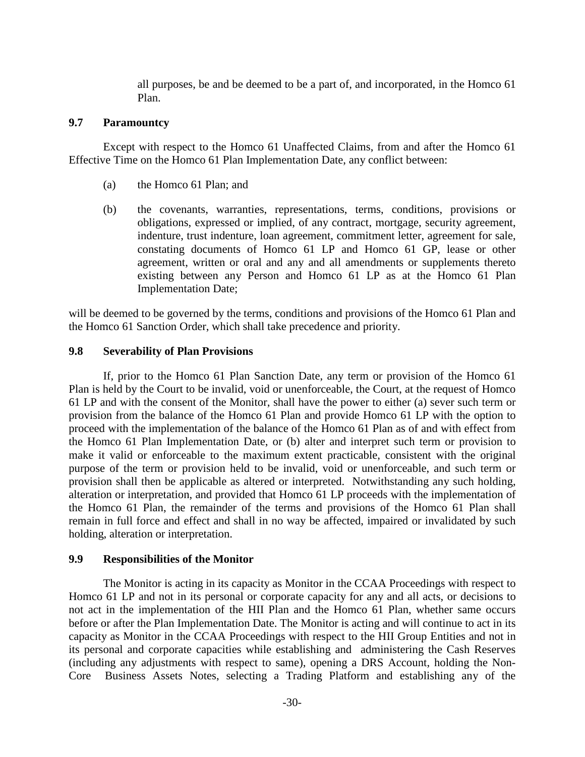all purposes, be and be deemed to be a part of, and incorporated, in the Homco 61 Plan.

### 9.7 Paramountcy

Except with respect to the Homco 61 Unaffected Claims, from and after the Homco 61 Effective Time on the Homco 61 Plan Implementation Date, any conflict between:

(a) the Homco 61 Plan; and

(b) the covenants, warranties, representations, terms, conditions, provisions or obligations, expressed or implied, of any contract, mortgage, security agreement, indenture, trust indenture, loan agreement, commitment letter, agreement for sale, constating documents of Homco 61 LP and Homco 61 GP, lease or other agreement, written or oral and any and all amendments or supplements thereto existing between any Person and Homco 61 LP as at the Homco 61 Plan Implementation Date;

will be deemed to be governed by the terms, conditions and provisions of the Homco 61 Plan and the Homco 61 Sanction Order, which shall take precedence and priority.

### 9.8 Severability of Plan Provisions

If, prior to the Homco 61 Plan Sanction Date, any term or provision of the Homco 61 Plan is held by the Court to be invalid, void or unenforceable, the Court, at the request of Homco 61 LP and with the consent of the Monitor, shall have the power to either (a) sever such term or provision from the balance of the Homco 61 Plan and provide Homco 61 LP with the option to proceed with the implementation of the balance of the Homco 61 Plan as of and with effect from the Homco 61 Plan Implementation Date, or (b) alter and interpret such term or provision to make it valid or enforceable to the maximum extent practicable, consistent with the original purpose of the term or provision held to be invalid, void or unenforceable, and such term or provision shall then be applicable as altered or interpreted. Notwithstanding any such holding, alteration or interpretation, and provided that Homco 61 LP proceeds with the implementation of the Homco 61 Plan, the remainder of the terms and provisions of the Homco 61 Plan shall remain in full force and effect and shall in no way be affected, impaired or invalidated by such holding, alteration or interpretation.

### 9.9 Responsibilities of the Monitor

The Monitor is acting in its capacity as Monitor in the CCAA Proceedings with respect to Homco 61 LP and not in its personal or corporate capacity for any and all acts, or decisions to not act in the implementation of the HII Plan and the Homco 61 Plan, whether same occurs before or after the Plan Implementation Date. The Monitor is acting and will continue to act in its capacity as Monitor in the CCAA Proceedings with respect to the HII Group Entities and not in its personal and corporate capacities while establishing and administering the Cash Reserves (including any adjustments with respect to same), opening a DRS Account, holding the Non-Core Business Assets Notes, selecting a Trading Platform and establishing any of the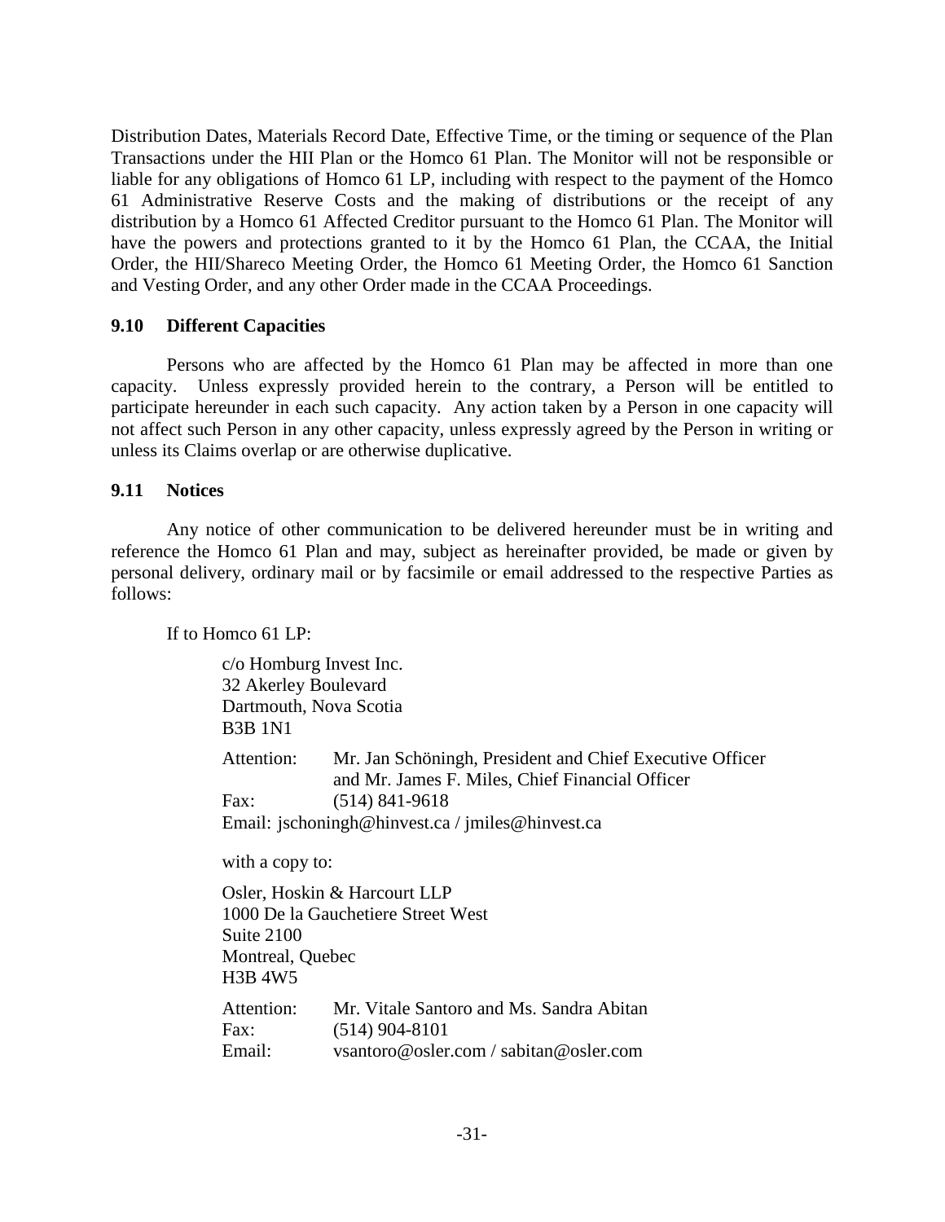Distribution Dates, Materials Record Date, Effective Time, or the timing or sequence of the Plan Transactions under the HII Plan or the Homco 61 Plan. The Monitor will not be responsible or liable for any obligations of Homco 61 LP, including with respect to the payment of the Homco 61 Administrative Reserve Costs and the making of distributions or the receipt of any distribution by a Homco 61 Affected Creditor pursuant to the Homco 61 Plan. The Monitor will have the powers and protections granted to it by the Homco 61 Plan, the CCAA, the Initial Order, the HII/Shareco Meeting Order, the Homco 61 Meeting Order, the Homco 61 Sanction and Vesting Order, and any other Order made in the CCAA Proceedings.

### 9.10 Different Capacities

Persons who are affected by the Homco 61 Plan may be affected in more than one capacity. Unless expressly provided herein to the contrary, a Person will be entitled to participate hereunder in each such capacity. Any action taken by a Person in one capacity will not affect such Person in any other capacity, unless expressly agreed by the Person in writing or unless its Claims overlap or are otherwise duplicative.

### 9.11 Notices

Any notice of other communication to be delivered hereunder must be in writing and reference the Homco 61 Plan and may, subject as hereinafter provided, be made or given by personal delivery, ordinary mail or by facsimile or email addressed to the respective Parties as follows:

If to Homco 61 LP:

> c/o Homburg Invest Inc.
> 32 Akerley Boulevard
> Dartmouth, Nova Scotia
> B3B 1N1
>
> Attention: Mr. Jan Schöningh, President and Chief Executive Officer and Mr. James F. Miles, Chief Financial Officer
> Fax: (514) 841-9618
> Email: jschoningh@hinvest.ca / jmiles@hinvest.ca
>
> with a copy to:
>
> Osler, Hoskin & Harcourt LLP
> 1000 De la Gauchetiere Street West
> Suite 2100
> Montreal, Quebec
> H3B 4W5
>
> Attention: Mr. Vitale Santoro and Ms. Sandra Abitan
> Fax: (514) 904-8101
> Email: vsantoro@osler.com / sabitan@osler.com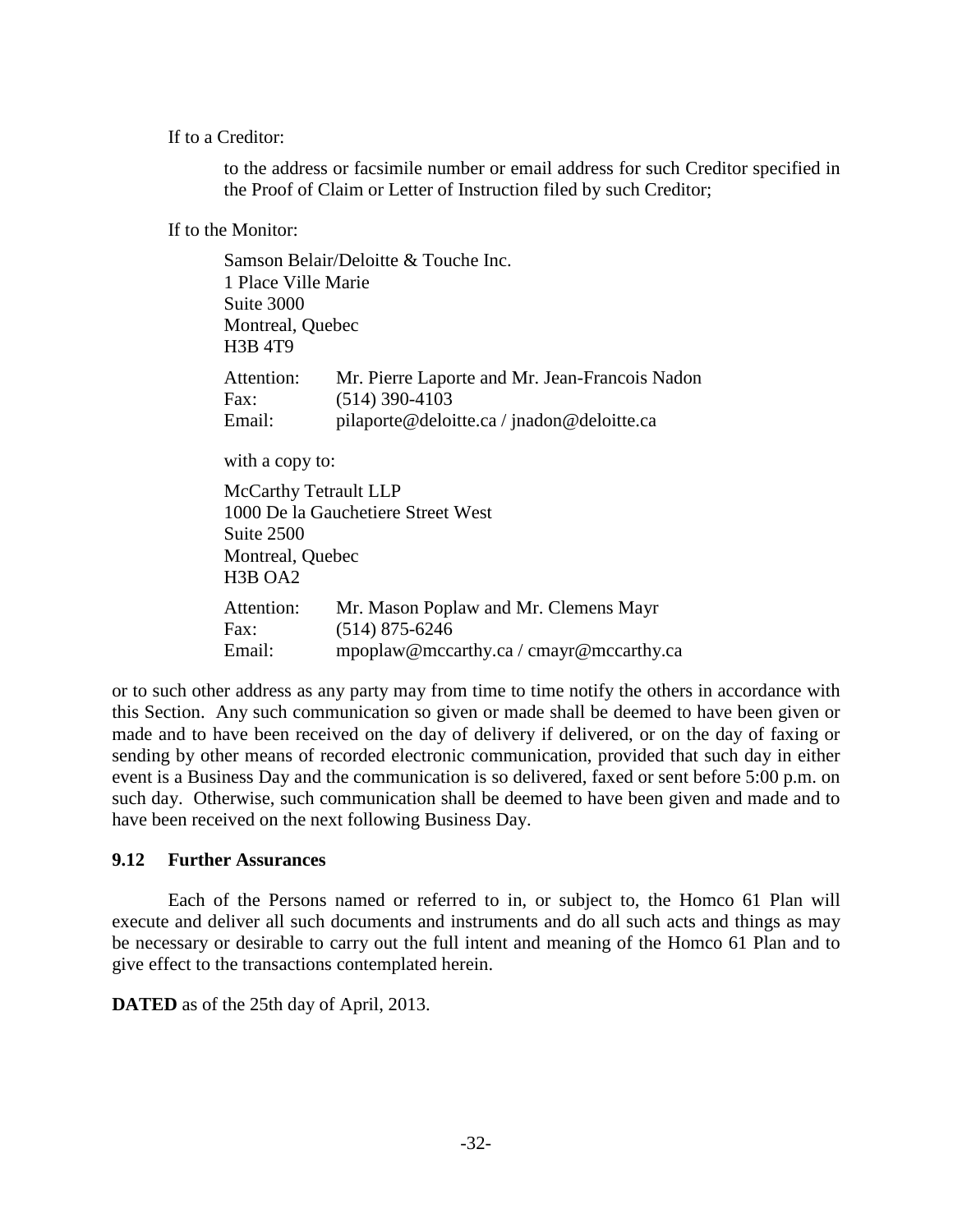If to a Creditor:

to the address or facsimile number or email address for such Creditor specified in the Proof of Claim or Letter of Instruction filed by such Creditor;

If to the Monitor:

Samson Belair/Deloitte & Touche Inc.
1 Place Ville Marie
Suite 3000
Montreal, Quebec
H3B 4T9

Attention: Mr. Pierre Laporte and Mr. Jean-Francois Nadon
Fax: (514) 390-4103
Email: pilaporte@deloitte.ca / jnadon@deloitte.ca

with a copy to:

McCarthy Tetrault LLP
1000 De la Gauchetiere Street West
Suite 2500
Montreal, Quebec
H3B OA2

Attention: Mr. Mason Poplaw and Mr. Clemens Mayr
Fax: (514) 875-6246
Email: mpoplaw@mccarthy.ca / cmayr@mccarthy.ca

or to such other address as any party may from time to time notify the others in accordance with this Section. Any such communication so given or made shall be deemed to have been given or made and to have been received on the day of delivery if delivered, or on the day of faxing or sending by other means of recorded electronic communication, provided that such day in either event is a Business Day and the communication is so delivered, faxed or sent before 5:00 p.m. on such day. Otherwise, such communication shall be deemed to have been given and made and to have been received on the next following Business Day.

### 9.12 Further Assurances

Each of the Persons named or referred to in, or subject to, the Homco 61 Plan will execute and deliver all such documents and instruments and do all such acts and things as may be necessary or desirable to carry out the full intent and meaning of the Homco 61 Plan and to give effect to the transactions contemplated herein.

**DATED** as of the 25th day of April, 2013.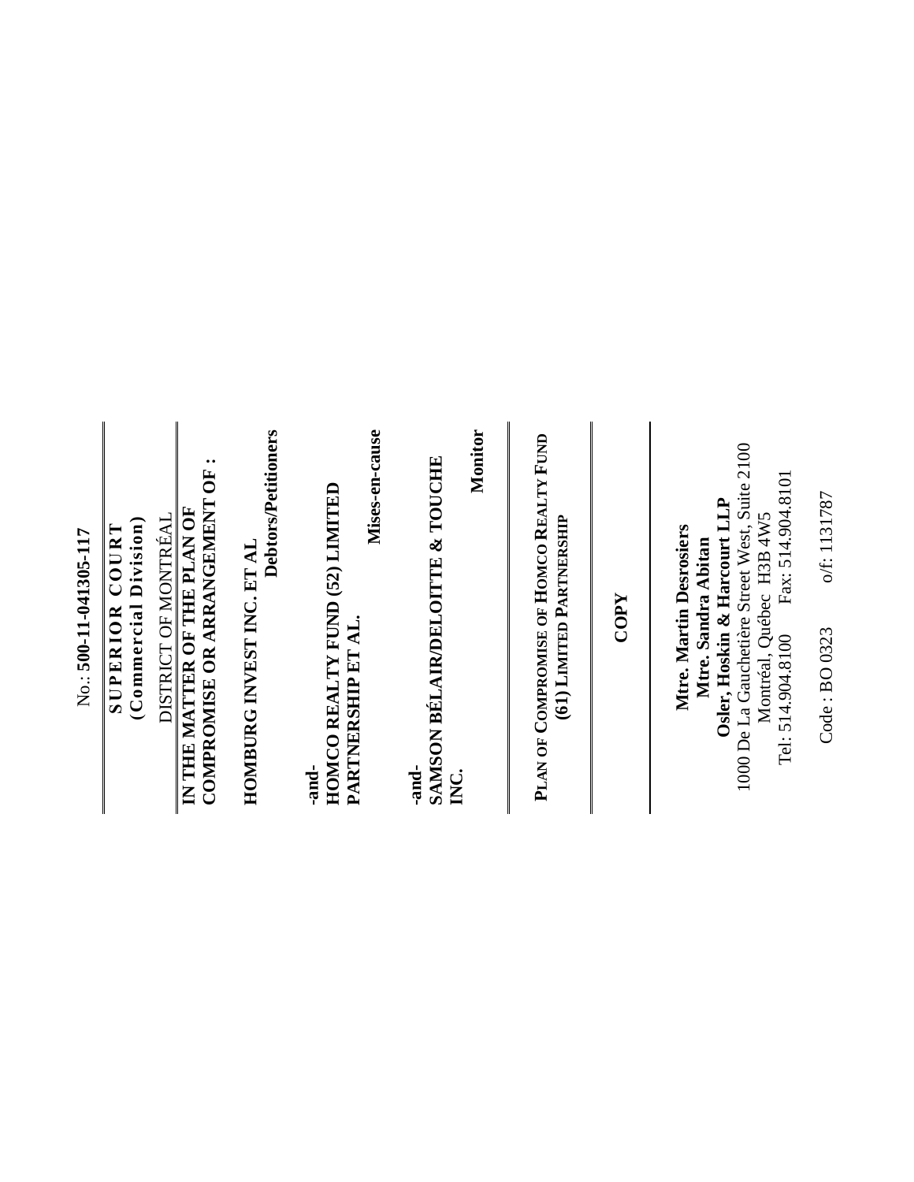No.: **500-11-041305-117**

**SUPERIOR COURT**
**(Commercial Division)**

DISTRICT OF MONTRÉAL

---

**IN THE MATTER OF THE PLAN OF COMPROMISE OR ARRANGEMENT OF :**

**HOMBURG INVEST INC. ET AL**

**Debtors/Petitioners**

**-and-**

**HOMCO REALTY FUND (52) LIMITED PARTNERSHIP ET AL.**

**Mises-en-cause**

**-and-**

**SAMSON BÉLAIR/DELOITTE & TOUCHE INC.**

**Monitor**

---

**PLAN OF COMPROMISE OF HOMCO REALTY FUND (61) LIMITED PARTNERSHIP**

---

**COPY**

---

**Mtre. Martin Desrosiers**
**Mtre. Sandra Abitan**
**Osler, Hoskin & Harcourt LLP**
1000 De La Gauchetière Street West, Suite 2100
Montréal, Québec H3B 4W5
Tel: 514.904.8100 Fax: 514.904.8101

Code : BO 0323 o/f: 1131787